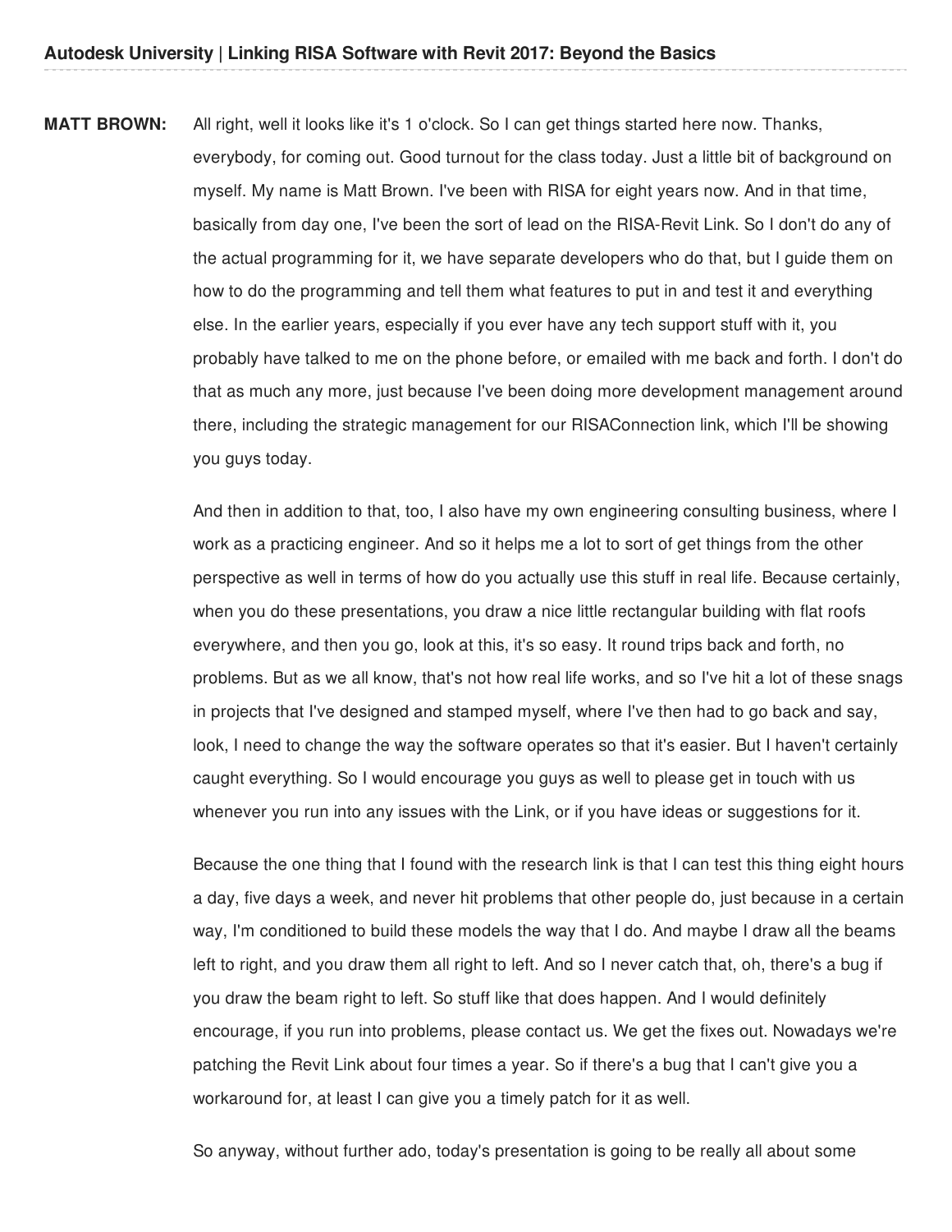**MATT BROWN:** All right, well it looks like it's 1 o'clock. So I can get things started here now. Thanks, everybody, for coming out. Good turnout for the class today. Just a little bit of background on myself. My name is Matt Brown. I've been with RISA for eight years now. And in that time, basically from day one, I've been the sort of lead on the RISA-Revit Link. So I don't do any of the actual programming for it, we have separate developers who do that, but I guide them on how to do the programming and tell them what features to put in and test it and everything else. In the earlier years, especially if you ever have any tech support stuff with it, you probably have talked to me on the phone before, or emailed with me back and forth. I don't do that as much any more, just because I've been doing more development management around there, including the strategic management for our RISAConnection link, which I'll be showing you guys today.

And then in addition to that, too, I also have my own engineering consulting business, where I work as a practicing engineer. And so it helps me a lot to sort of get things from the other perspective as well in terms of how do you actually use this stuff in real life. Because certainly, when you do these presentations, you draw a nice little rectangular building with flat roofs everywhere, and then you go, look at this, it's so easy. It round trips back and forth, no problems. But as we all know, that's not how real life works, and so I've hit a lot of these snags in projects that I've designed and stamped myself, where I've then had to go back and say, look, I need to change the way the software operates so that it's easier. But I haven't certainly caught everything. So I would encourage you guys as well to please get in touch with us whenever you run into any issues with the Link, or if you have ideas or suggestions for it.

Because the one thing that I found with the research link is that I can test this thing eight hours a day, five days a week, and never hit problems that other people do, just because in a certain way, I'm conditioned to build these models the way that I do. And maybe I draw all the beams left to right, and you draw them all right to left. And so I never catch that, oh, there's a bug if you draw the beam right to left. So stuff like that does happen. And I would definitely encourage, if you run into problems, please contact us. We get the fixes out. Nowadays we're patching the Revit Link about four times a year. So if there's a bug that I can't give you a workaround for, at least I can give you a timely patch for it as well.

So anyway, without further ado, today's presentation is going to be really all about some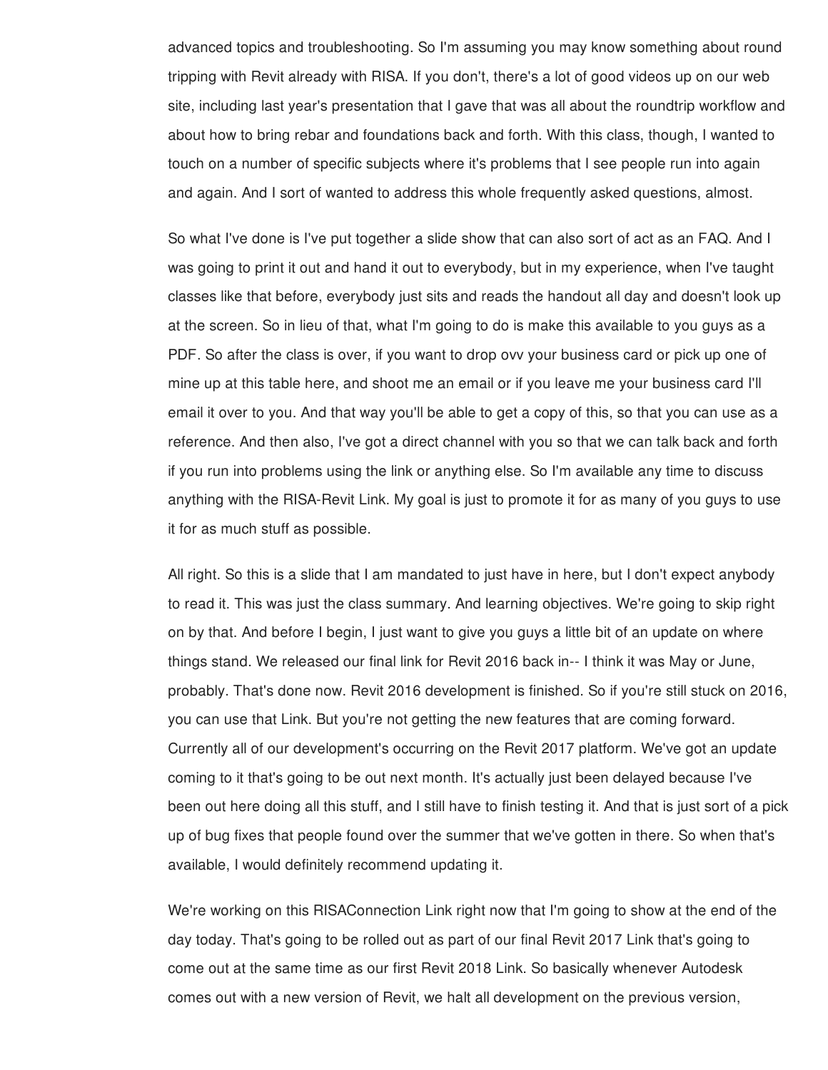advanced topics and troubleshooting. So I'm assuming you may know something about round tripping with Revit already with RISA. If you don't, there's a lot of good videos up on our web site, including last year's presentation that I gave that was all about the roundtrip workflow and about how to bring rebar and foundations back and forth. With this class, though, I wanted to touch on a number of specific subjects where it's problems that I see people run into again and again. And I sort of wanted to address this whole frequently asked questions, almost.

So what I've done is I've put together a slide show that can also sort of act as an FAQ. And I was going to print it out and hand it out to everybody, but in my experience, when I've taught classes like that before, everybody just sits and reads the handout all day and doesn't look up at the screen. So in lieu of that, what I'm going to do is make this available to you guys as a PDF. So after the class is over, if you want to drop ovv your business card or pick up one of mine up at this table here, and shoot me an email or if you leave me your business card I'll email it over to you. And that way you'll be able to get a copy of this, so that you can use as a reference. And then also, I've got a direct channel with you so that we can talk back and forth if you run into problems using the link or anything else. So I'm available any time to discuss anything with the RISA-Revit Link. My goal is just to promote it for as many of you guys to use it for as much stuff as possible.

All right. So this is a slide that I am mandated to just have in here, but I don't expect anybody to read it. This was just the class summary. And learning objectives. We're going to skip right on by that. And before I begin, I just want to give you guys a little bit of an update on where things stand. We released our final link for Revit 2016 back in-- I think it was May or June, probably. That's done now. Revit 2016 development is finished. So if you're still stuck on 2016, you can use that Link. But you're not getting the new features that are coming forward. Currently all of our development's occurring on the Revit 2017 platform. We've got an update coming to it that's going to be out next month. It's actually just been delayed because I've been out here doing all this stuff, and I still have to finish testing it. And that is just sort of a pick up of bug fixes that people found over the summer that we've gotten in there. So when that's available, I would definitely recommend updating it.

We're working on this RISAConnection Link right now that I'm going to show at the end of the day today. That's going to be rolled out as part of our final Revit 2017 Link that's going to come out at the same time as our first Revit 2018 Link. So basically whenever Autodesk comes out with a new version of Revit, we halt all development on the previous version,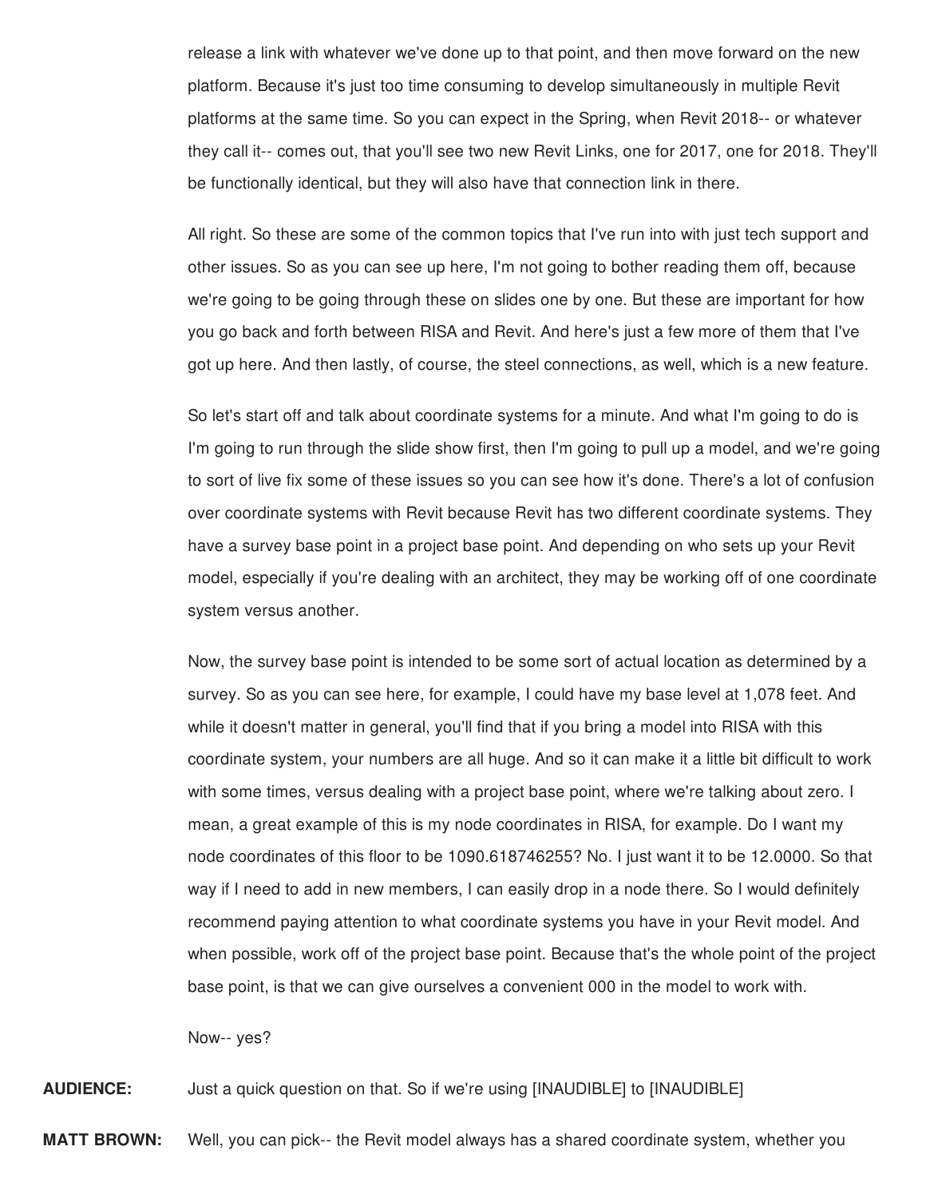release a link with whatever we've done up to that point, and then move forward on the new platform. Because it's just too time consuming to develop simultaneously in multiple Revit platforms at the same time. So you can expect in the Spring, when Revit 2018-- or whatever they call it-- comes out, that you'll see two new Revit Links, one for 2017, one for 2018. They'll be functionally identical, but they will also have that connection link in there.

All right. So these are some of the common topics that I've run into with just tech support and other issues. So as you can see up here, I'm not going to bother reading them off, because we're going to be going through these on slides one by one. But these are important for how you go back and forth between RISA and Revit. And here's just a few more of them that I've got up here. And then lastly, of course, the steel connections, as well, which is a new feature.

So let's start off and talk about coordinate systems for a minute. And what I'm going to do is I'm going to run through the slide show first, then I'm going to pull up a model, and we're going to sort of live fix some of these issues so you can see how it's done. There's a lot of confusion over coordinate systems with Revit because Revit has two different coordinate systems. They have a survey base point in a project base point. And depending on who sets up your Revit model, especially if you're dealing with an architect, they may be working off of one coordinate system versus another.

Now, the survey base point is intended to be some sort of actual location as determined by a survey. So as you can see here, for example, I could have my base level at 1,078 feet. And while it doesn't matter in general, you'll find that if you bring a model into RISA with this coordinate system, your numbers are all huge. And so it can make it a little bit difficult to work with some times, versus dealing with a project base point, where we're talking about zero. I mean, a great example of this is my node coordinates in RISA, for example. Do I want my node coordinates of this floor to be 1090.618746255? No. I just want it to be 12.0000. So that way if I need to add in new members, I can easily drop in a node there. So I would definitely recommend paying attention to what coordinate systems you have in your Revit model. And when possible, work off of the project base point. Because that's the whole point of the project base point, is that we can give ourselves a convenient 000 in the model to work with.

Now-- yes?

**AUDIENCE:** Just a quick question on that. So if we're using [INAUDIBLE] to [INAUDIBLE]

**MATT BROWN:** Well, you can pick-- the Revit model always has a shared coordinate system, whether you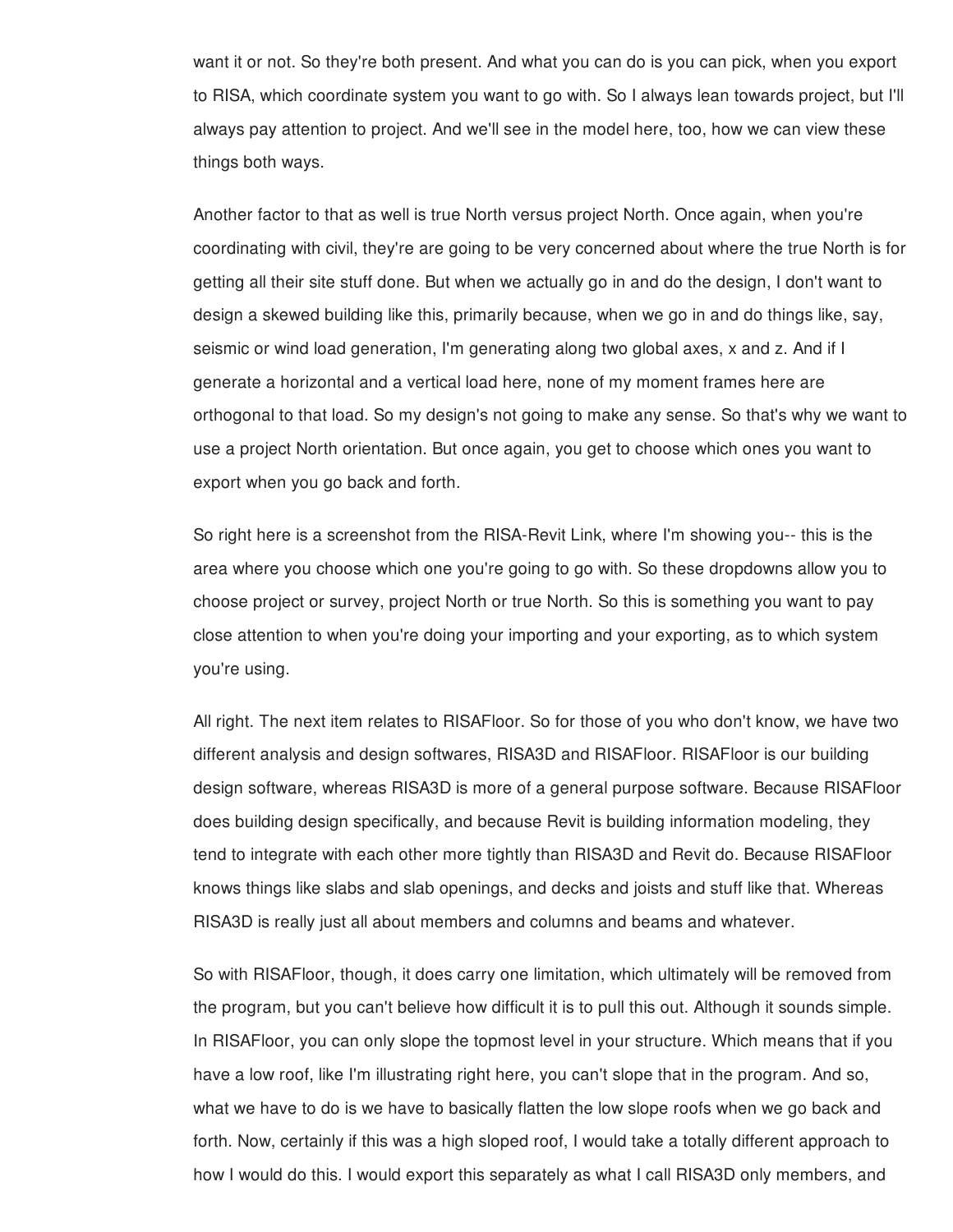want it or not. So they're both present. And what you can do is you can pick, when you export to RISA, which coordinate system you want to go with. So I always lean towards project, but I'll always pay attention to project. And we'll see in the model here, too, how we can view these things both ways.

Another factor to that as well is true North versus project North. Once again, when you're coordinating with civil, they're are going to be very concerned about where the true North is for getting all their site stuff done. But when we actually go in and do the design, I don't want to design a skewed building like this, primarily because, when we go in and do things like, say, seismic or wind load generation, I'm generating along two global axes, x and z. And if I generate a horizontal and a vertical load here, none of my moment frames here are orthogonal to that load. So my design's not going to make any sense. So that's why we want to use a project North orientation. But once again, you get to choose which ones you want to export when you go back and forth.

So right here is a screenshot from the RISA-Revit Link, where I'm showing you-- this is the area where you choose which one you're going to go with. So these dropdowns allow you to choose project or survey, project North or true North. So this is something you want to pay close attention to when you're doing your importing and your exporting, as to which system you're using.

All right. The next item relates to RISAFloor. So for those of you who don't know, we have two different analysis and design softwares, RISA3D and RISAFloor. RISAFloor is our building design software, whereas RISA3D is more of a general purpose software. Because RISAFloor does building design specifically, and because Revit is building information modeling, they tend to integrate with each other more tightly than RISA3D and Revit do. Because RISAFloor knows things like slabs and slab openings, and decks and joists and stuff like that. Whereas RISA3D is really just all about members and columns and beams and whatever.

So with RISAFloor, though, it does carry one limitation, which ultimately will be removed from the program, but you can't believe how difficult it is to pull this out. Although it sounds simple. In RISAFloor, you can only slope the topmost level in your structure. Which means that if you have a low roof, like I'm illustrating right here, you can't slope that in the program. And so, what we have to do is we have to basically flatten the low slope roofs when we go back and forth. Now, certainly if this was a high sloped roof, I would take a totally different approach to how I would do this. I would export this separately as what I call RISA3D only members, and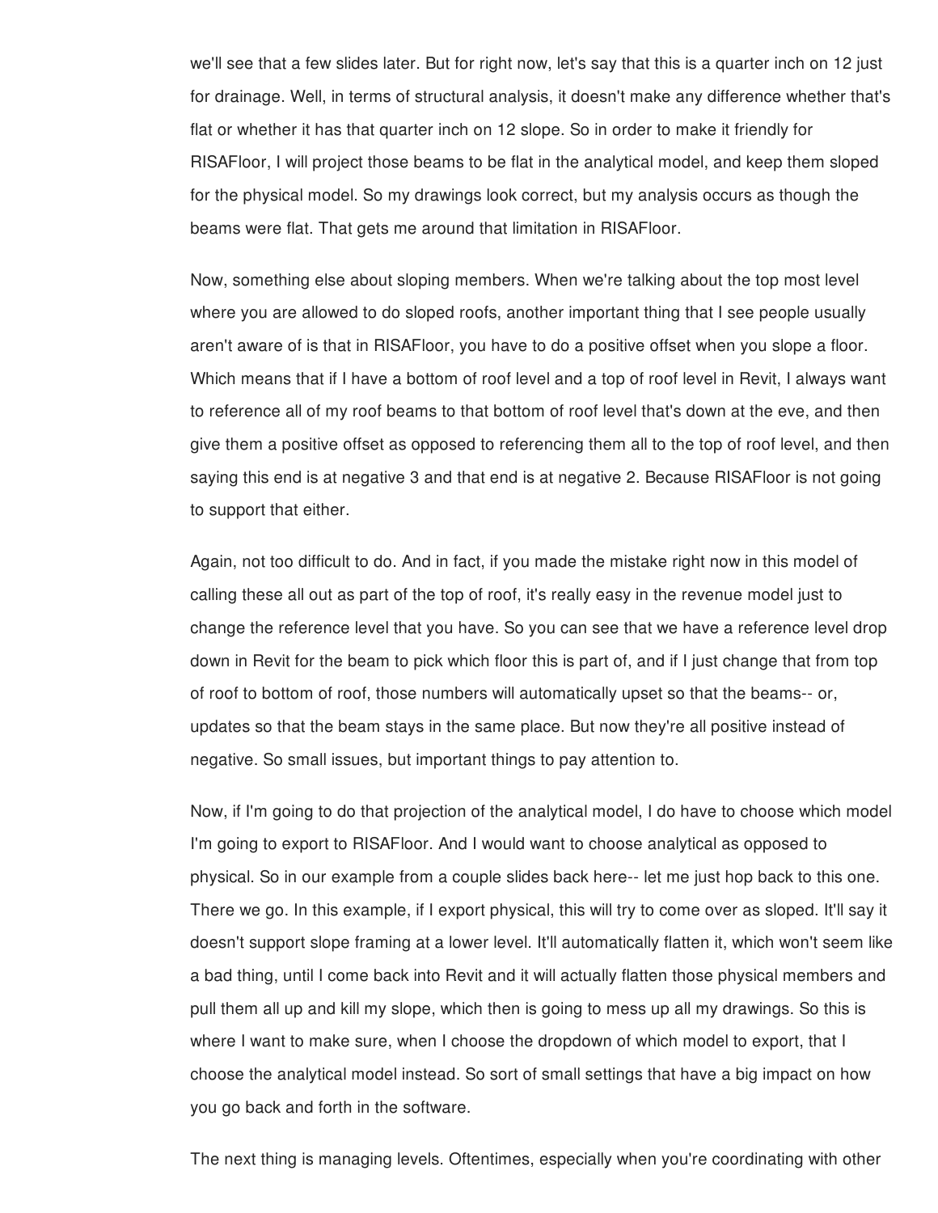we'll see that a few slides later. But for right now, let's say that this is a quarter inch on 12 just for drainage. Well, in terms of structural analysis, it doesn't make any difference whether that's flat or whether it has that quarter inch on 12 slope. So in order to make it friendly for RISAFloor, I will project those beams to be flat in the analytical model, and keep them sloped for the physical model. So my drawings look correct, but my analysis occurs as though the beams were flat. That gets me around that limitation in RISAFloor.

Now, something else about sloping members. When we're talking about the top most level where you are allowed to do sloped roofs, another important thing that I see people usually aren't aware of is that in RISAFloor, you have to do a positive offset when you slope a floor. Which means that if I have a bottom of roof level and a top of roof level in Revit, I always want to reference all of my roof beams to that bottom of roof level that's down at the eve, and then give them a positive offset as opposed to referencing them all to the top of roof level, and then saying this end is at negative 3 and that end is at negative 2. Because RISAFloor is not going to support that either.

Again, not too difficult to do. And in fact, if you made the mistake right now in this model of calling these all out as part of the top of roof, it's really easy in the revenue model just to change the reference level that you have. So you can see that we have a reference level drop down in Revit for the beam to pick which floor this is part of, and if I just change that from top of roof to bottom of roof, those numbers will automatically upset so that the beams-- or, updates so that the beam stays in the same place. But now they're all positive instead of negative. So small issues, but important things to pay attention to.

Now, if I'm going to do that projection of the analytical model, I do have to choose which model I'm going to export to RISAFloor. And I would want to choose analytical as opposed to physical. So in our example from a couple slides back here-- let me just hop back to this one. There we go. In this example, if I export physical, this will try to come over as sloped. It'll say it doesn't support slope framing at a lower level. It'll automatically flatten it, which won't seem like a bad thing, until I come back into Revit and it will actually flatten those physical members and pull them all up and kill my slope, which then is going to mess up all my drawings. So this is where I want to make sure, when I choose the dropdown of which model to export, that I choose the analytical model instead. So sort of small settings that have a big impact on how you go back and forth in the software.

The next thing is managing levels. Oftentimes, especially when you're coordinating with other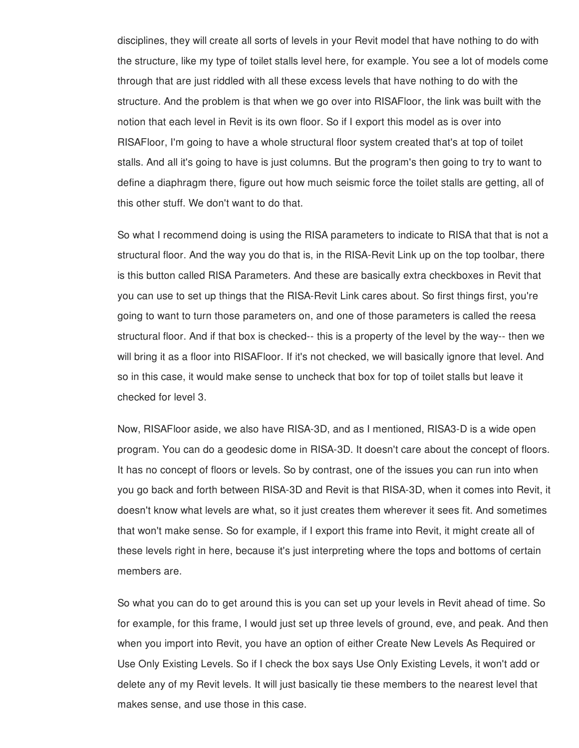disciplines, they will create all sorts of levels in your Revit model that have nothing to do with the structure, like my type of toilet stalls level here, for example. You see a lot of models come through that are just riddled with all these excess levels that have nothing to do with the structure. And the problem is that when we go over into RISAFloor, the link was built with the notion that each level in Revit is its own floor. So if I export this model as is over into RISAFloor, I'm going to have a whole structural floor system created that's at top of toilet stalls. And all it's going to have is just columns. But the program's then going to try to want to define a diaphragm there, figure out how much seismic force the toilet stalls are getting, all of this other stuff. We don't want to do that.

So what I recommend doing is using the RISA parameters to indicate to RISA that that is not a structural floor. And the way you do that is, in the RISA-Revit Link up on the top toolbar, there is this button called RISA Parameters. And these are basically extra checkboxes in Revit that you can use to set up things that the RISA-Revit Link cares about. So first things first, you're going to want to turn those parameters on, and one of those parameters is called the reesa structural floor. And if that box is checked-- this is a property of the level by the way-- then we will bring it as a floor into RISAFloor. If it's not checked, we will basically ignore that level. And so in this case, it would make sense to uncheck that box for top of toilet stalls but leave it checked for level 3.

Now, RISAFloor aside, we also have RISA-3D, and as I mentioned, RISA3-D is a wide open program. You can do a geodesic dome in RISA-3D. It doesn't care about the concept of floors. It has no concept of floors or levels. So by contrast, one of the issues you can run into when you go back and forth between RISA-3D and Revit is that RISA-3D, when it comes into Revit, it doesn't know what levels are what, so it just creates them wherever it sees fit. And sometimes that won't make sense. So for example, if I export this frame into Revit, it might create all of these levels right in here, because it's just interpreting where the tops and bottoms of certain members are.

So what you can do to get around this is you can set up your levels in Revit ahead of time. So for example, for this frame, I would just set up three levels of ground, eve, and peak. And then when you import into Revit, you have an option of either Create New Levels As Required or Use Only Existing Levels. So if I check the box says Use Only Existing Levels, it won't add or delete any of my Revit levels. It will just basically tie these members to the nearest level that makes sense, and use those in this case.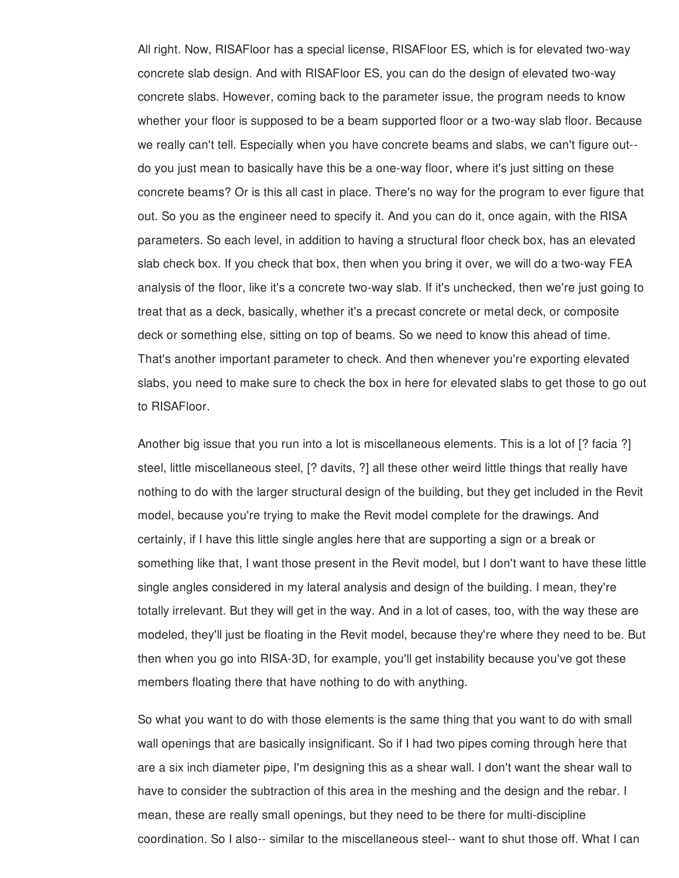All right. Now, RISAFloor has a special license, RISAFloor ES, which is for elevated two-way concrete slab design. And with RISAFloor ES, you can do the design of elevated two-way concrete slabs. However, coming back to the parameter issue, the program needs to know whether your floor is supposed to be a beam supported floor or a two-way slab floor. Because we really can't tell. Especially when you have concrete beams and slabs, we can't figure out-- do you just mean to basically have this be a one-way floor, where it's just sitting on these concrete beams? Or is this all cast in place. There's no way for the program to ever figure that out. So you as the engineer need to specify it. And you can do it, once again, with the RISA parameters. So each level, in addition to having a structural floor check box, has an elevated slab check box. If you check that box, then when you bring it over, we will do a two-way FEA analysis of the floor, like it's a concrete two-way slab. If it's unchecked, then we're just going to treat that as a deck, basically, whether it's a precast concrete or metal deck, or composite deck or something else, sitting on top of beams. So we need to know this ahead of time. That's another important parameter to check. And then whenever you're exporting elevated slabs, you need to make sure to check the box in here for elevated slabs to get those to go out to RISAFloor.

Another big issue that you run into a lot is miscellaneous elements. This is a lot of [? facia ?] steel, little miscellaneous steel, [? davits, ?] all these other weird little things that really have nothing to do with the larger structural design of the building, but they get included in the Revit model, because you're trying to make the Revit model complete for the drawings. And certainly, if I have this little single angles here that are supporting a sign or a break or something like that, I want those present in the Revit model, but I don't want to have these little single angles considered in my lateral analysis and design of the building. I mean, they're totally irrelevant. But they will get in the way. And in a lot of cases, too, with the way these are modeled, they'll just be floating in the Revit model, because they're where they need to be. But then when you go into RISA-3D, for example, you'll get instability because you've got these members floating there that have nothing to do with anything.

So what you want to do with those elements is the same thing that you want to do with small wall openings that are basically insignificant. So if I had two pipes coming through here that are a six inch diameter pipe, I'm designing this as a shear wall. I don't want the shear wall to have to consider the subtraction of this area in the meshing and the design and the rebar. I mean, these are really small openings, but they need to be there for multi-discipline coordination. So I also-- similar to the miscellaneous steel-- want to shut those off. What I can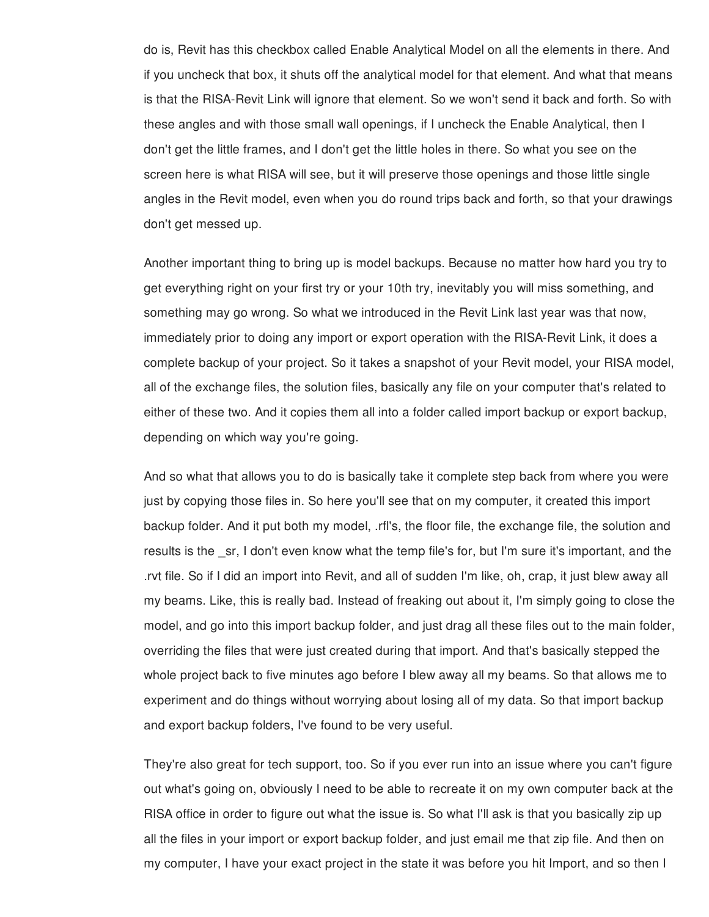do is, Revit has this checkbox called Enable Analytical Model on all the elements in there. And if you uncheck that box, it shuts off the analytical model for that element. And what that means is that the RISA-Revit Link will ignore that element. So we won't send it back and forth. So with these angles and with those small wall openings, if I uncheck the Enable Analytical, then I don't get the little frames, and I don't get the little holes in there. So what you see on the screen here is what RISA will see, but it will preserve those openings and those little single angles in the Revit model, even when you do round trips back and forth, so that your drawings don't get messed up.

Another important thing to bring up is model backups. Because no matter how hard you try to get everything right on your first try or your 10th try, inevitably you will miss something, and something may go wrong. So what we introduced in the Revit Link last year was that now, immediately prior to doing any import or export operation with the RISA-Revit Link, it does a complete backup of your project. So it takes a snapshot of your Revit model, your RISA model, all of the exchange files, the solution files, basically any file on your computer that's related to either of these two. And it copies them all into a folder called import backup or export backup, depending on which way you're going.

And so what that allows you to do is basically take it complete step back from where you were just by copying those files in. So here you'll see that on my computer, it created this import backup folder. And it put both my model, .rfl's, the floor file, the exchange file, the solution and results is the _sr, I don't even know what the temp file's for, but I'm sure it's important, and the .rvt file. So if I did an import into Revit, and all of sudden I'm like, oh, crap, it just blew away all my beams. Like, this is really bad. Instead of freaking out about it, I'm simply going to close the model, and go into this import backup folder, and just drag all these files out to the main folder, overriding the files that were just created during that import. And that's basically stepped the whole project back to five minutes ago before I blew away all my beams. So that allows me to experiment and do things without worrying about losing all of my data. So that import backup and export backup folders, I've found to be very useful.

They're also great for tech support, too. So if you ever run into an issue where you can't figure out what's going on, obviously I need to be able to recreate it on my own computer back at the RISA office in order to figure out what the issue is. So what I'll ask is that you basically zip up all the files in your import or export backup folder, and just email me that zip file. And then on my computer, I have your exact project in the state it was before you hit Import, and so then I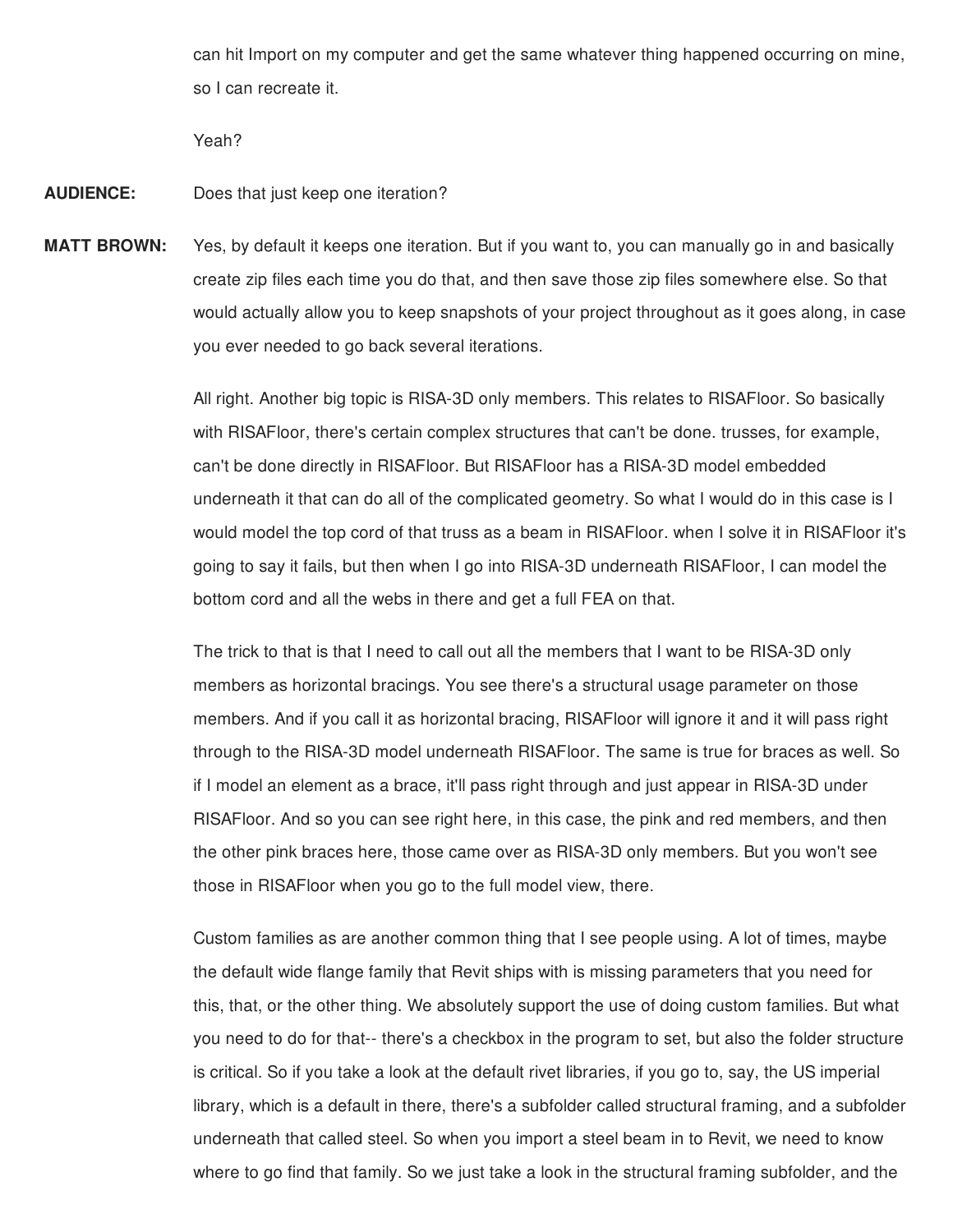can hit Import on my computer and get the same whatever thing happened occurring on mine, so I can recreate it.

Yeah?

**AUDIENCE:** Does that just keep one iteration?

**MATT BROWN:** Yes, by default it keeps one iteration. But if you want to, you can manually go in and basically create zip files each time you do that, and then save those zip files somewhere else. So that would actually allow you to keep snapshots of your project throughout as it goes along, in case you ever needed to go back several iterations.

All right. Another big topic is RISA-3D only members. This relates to RISAFloor. So basically with RISAFloor, there's certain complex structures that can't be done. trusses, for example, can't be done directly in RISAFloor. But RISAFloor has a RISA-3D model embedded underneath it that can do all of the complicated geometry. So what I would do in this case is I would model the top cord of that truss as a beam in RISAFloor. when I solve it in RISAFloor it's going to say it fails, but then when I go into RISA-3D underneath RISAFloor, I can model the bottom cord and all the webs in there and get a full FEA on that.

The trick to that is that I need to call out all the members that I want to be RISA-3D only members as horizontal bracings. You see there's a structural usage parameter on those members. And if you call it as horizontal bracing, RISAFloor will ignore it and it will pass right through to the RISA-3D model underneath RISAFloor. The same is true for braces as well. So if I model an element as a brace, it'll pass right through and just appear in RISA-3D under RISAFloor. And so you can see right here, in this case, the pink and red members, and then the other pink braces here, those came over as RISA-3D only members. But you won't see those in RISAFloor when you go to the full model view, there.

Custom families as are another common thing that I see people using. A lot of times, maybe the default wide flange family that Revit ships with is missing parameters that you need for this, that, or the other thing. We absolutely support the use of doing custom families. But what you need to do for that-- there's a checkbox in the program to set, but also the folder structure is critical. So if you take a look at the default rivet libraries, if you go to, say, the US imperial library, which is a default in there, there's a subfolder called structural framing, and a subfolder underneath that called steel. So when you import a steel beam in to Revit, we need to know where to go find that family. So we just take a look in the structural framing subfolder, and the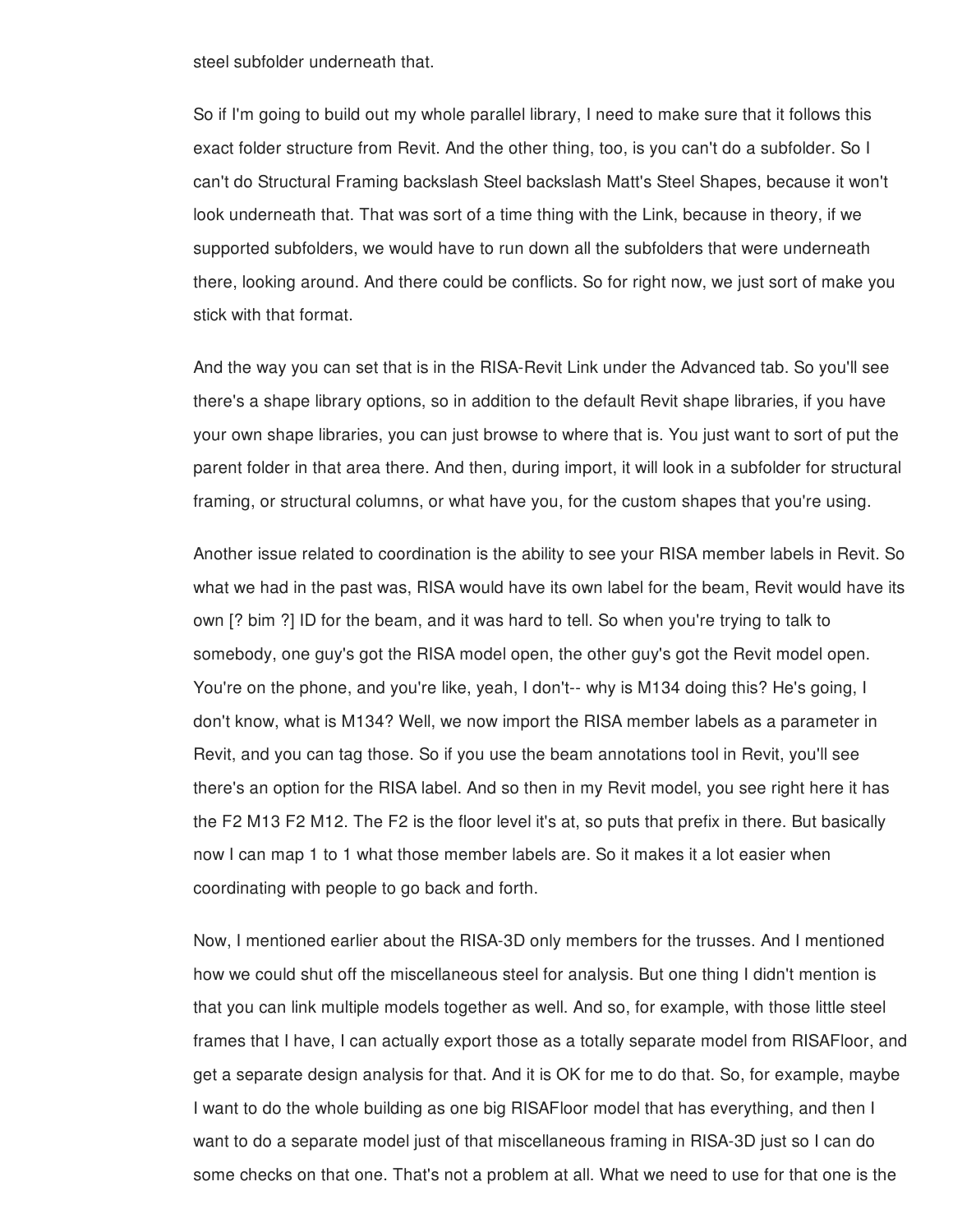steel subfolder underneath that.

So if I'm going to build out my whole parallel library, I need to make sure that it follows this exact folder structure from Revit. And the other thing, too, is you can't do a subfolder. So I can't do Structural Framing backslash Steel backslash Matt's Steel Shapes, because it won't look underneath that. That was sort of a time thing with the Link, because in theory, if we supported subfolders, we would have to run down all the subfolders that were underneath there, looking around. And there could be conflicts. So for right now, we just sort of make you stick with that format.

And the way you can set that is in the RISA-Revit Link under the Advanced tab. So you'll see there's a shape library options, so in addition to the default Revit shape libraries, if you have your own shape libraries, you can just browse to where that is. You just want to sort of put the parent folder in that area there. And then, during import, it will look in a subfolder for structural framing, or structural columns, or what have you, for the custom shapes that you're using.

Another issue related to coordination is the ability to see your RISA member labels in Revit. So what we had in the past was, RISA would have its own label for the beam, Revit would have its own [? bim ?] ID for the beam, and it was hard to tell. So when you're trying to talk to somebody, one guy's got the RISA model open, the other guy's got the Revit model open. You're on the phone, and you're like, yeah, I don't-- why is M134 doing this? He's going, I don't know, what is M134? Well, we now import the RISA member labels as a parameter in Revit, and you can tag those. So if you use the beam annotations tool in Revit, you'll see there's an option for the RISA label. And so then in my Revit model, you see right here it has the F2 M13 F2 M12. The F2 is the floor level it's at, so puts that prefix in there. But basically now I can map 1 to 1 what those member labels are. So it makes it a lot easier when coordinating with people to go back and forth.

Now, I mentioned earlier about the RISA-3D only members for the trusses. And I mentioned how we could shut off the miscellaneous steel for analysis. But one thing I didn't mention is that you can link multiple models together as well. And so, for example, with those little steel frames that I have, I can actually export those as a totally separate model from RISAFloor, and get a separate design analysis for that. And it is OK for me to do that. So, for example, maybe I want to do the whole building as one big RISAFloor model that has everything, and then I want to do a separate model just of that miscellaneous framing in RISA-3D just so I can do some checks on that one. That's not a problem at all. What we need to use for that one is the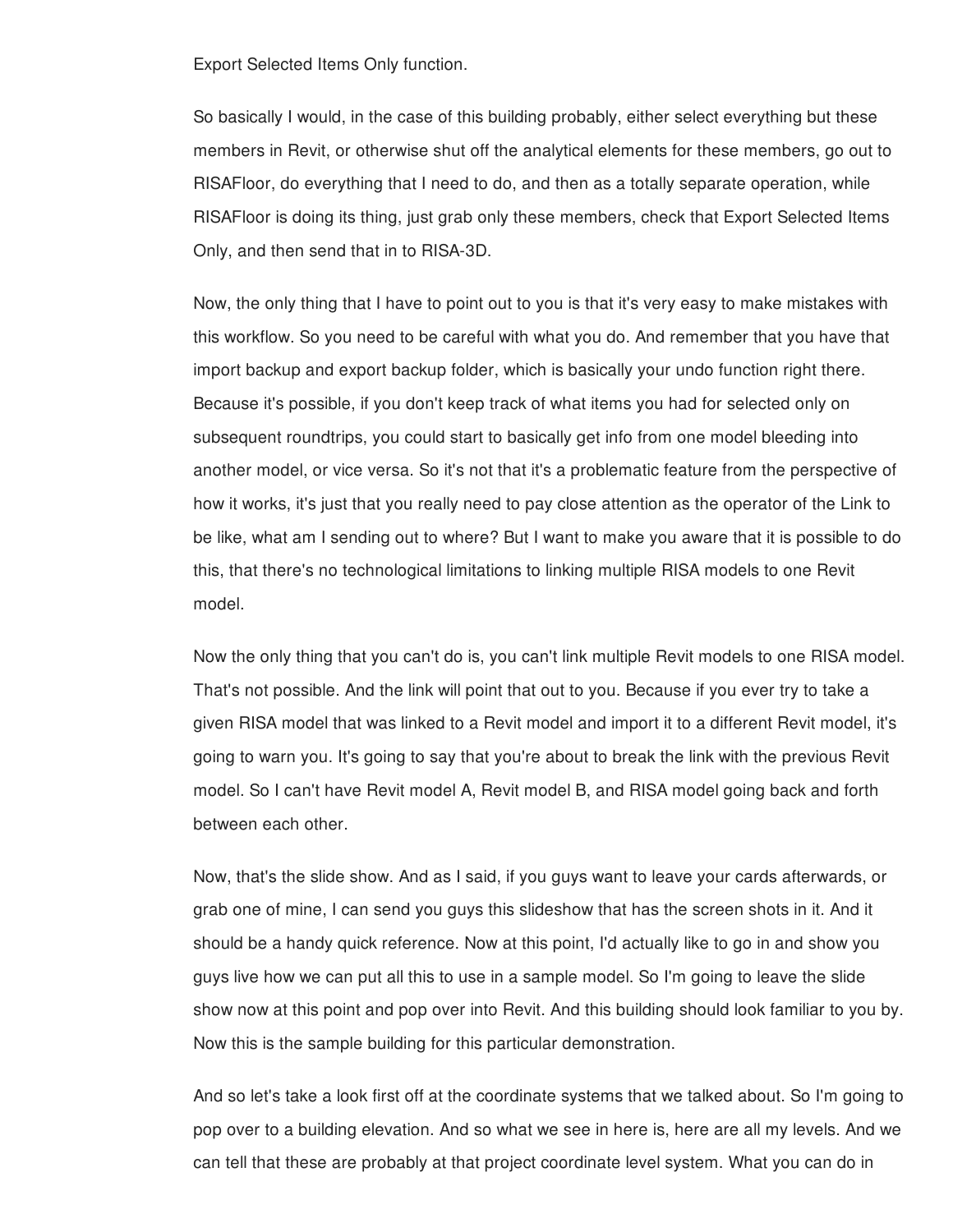Export Selected Items Only function.

So basically I would, in the case of this building probably, either select everything but these members in Revit, or otherwise shut off the analytical elements for these members, go out to RISAFloor, do everything that I need to do, and then as a totally separate operation, while RISAFloor is doing its thing, just grab only these members, check that Export Selected Items Only, and then send that in to RISA-3D.

Now, the only thing that I have to point out to you is that it's very easy to make mistakes with this workflow. So you need to be careful with what you do. And remember that you have that import backup and export backup folder, which is basically your undo function right there. Because it's possible, if you don't keep track of what items you had for selected only on subsequent roundtrips, you could start to basically get info from one model bleeding into another model, or vice versa. So it's not that it's a problematic feature from the perspective of how it works, it's just that you really need to pay close attention as the operator of the Link to be like, what am I sending out to where? But I want to make you aware that it is possible to do this, that there's no technological limitations to linking multiple RISA models to one Revit model.

Now the only thing that you can't do is, you can't link multiple Revit models to one RISA model. That's not possible. And the link will point that out to you. Because if you ever try to take a given RISA model that was linked to a Revit model and import it to a different Revit model, it's going to warn you. It's going to say that you're about to break the link with the previous Revit model. So I can't have Revit model A, Revit model B, and RISA model going back and forth between each other.

Now, that's the slide show. And as I said, if you guys want to leave your cards afterwards, or grab one of mine, I can send you guys this slideshow that has the screen shots in it. And it should be a handy quick reference. Now at this point, I'd actually like to go in and show you guys live how we can put all this to use in a sample model. So I'm going to leave the slide show now at this point and pop over into Revit. And this building should look familiar to you by. Now this is the sample building for this particular demonstration.

And so let's take a look first off at the coordinate systems that we talked about. So I'm going to pop over to a building elevation. And so what we see in here is, here are all my levels. And we can tell that these are probably at that project coordinate level system. What you can do in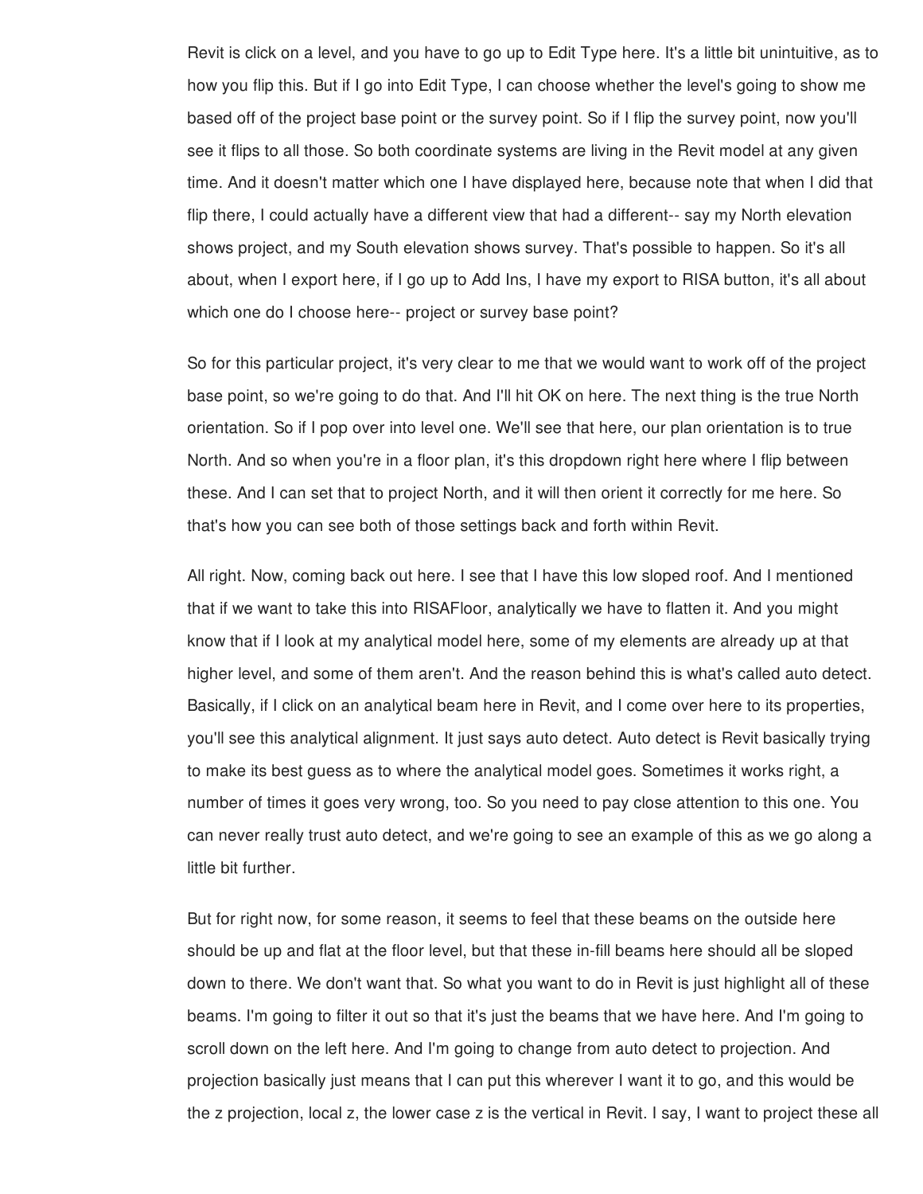Revit is click on a level, and you have to go up to Edit Type here. It's a little bit unintuitive, as to how you flip this. But if I go into Edit Type, I can choose whether the level's going to show me based off of the project base point or the survey point. So if I flip the survey point, now you'll see it flips to all those. So both coordinate systems are living in the Revit model at any given time. And it doesn't matter which one I have displayed here, because note that when I did that flip there, I could actually have a different view that had a different-- say my North elevation shows project, and my South elevation shows survey. That's possible to happen. So it's all about, when I export here, if I go up to Add Ins, I have my export to RISA button, it's all about which one do I choose here-- project or survey base point?

So for this particular project, it's very clear to me that we would want to work off of the project base point, so we're going to do that. And I'll hit OK on here. The next thing is the true North orientation. So if I pop over into level one. We'll see that here, our plan orientation is to true North. And so when you're in a floor plan, it's this dropdown right here where I flip between these. And I can set that to project North, and it will then orient it correctly for me here. So that's how you can see both of those settings back and forth within Revit.

All right. Now, coming back out here. I see that I have this low sloped roof. And I mentioned that if we want to take this into RISAFloor, analytically we have to flatten it. And you might know that if I look at my analytical model here, some of my elements are already up at that higher level, and some of them aren't. And the reason behind this is what's called auto detect. Basically, if I click on an analytical beam here in Revit, and I come over here to its properties, you'll see this analytical alignment. It just says auto detect. Auto detect is Revit basically trying to make its best guess as to where the analytical model goes. Sometimes it works right, a number of times it goes very wrong, too. So you need to pay close attention to this one. You can never really trust auto detect, and we're going to see an example of this as we go along a little bit further.

But for right now, for some reason, it seems to feel that these beams on the outside here should be up and flat at the floor level, but that these in-fill beams here should all be sloped down to there. We don't want that. So what you want to do in Revit is just highlight all of these beams. I'm going to filter it out so that it's just the beams that we have here. And I'm going to scroll down on the left here. And I'm going to change from auto detect to projection. And projection basically just means that I can put this wherever I want it to go, and this would be the z projection, local z, the lower case z is the vertical in Revit. I say, I want to project these all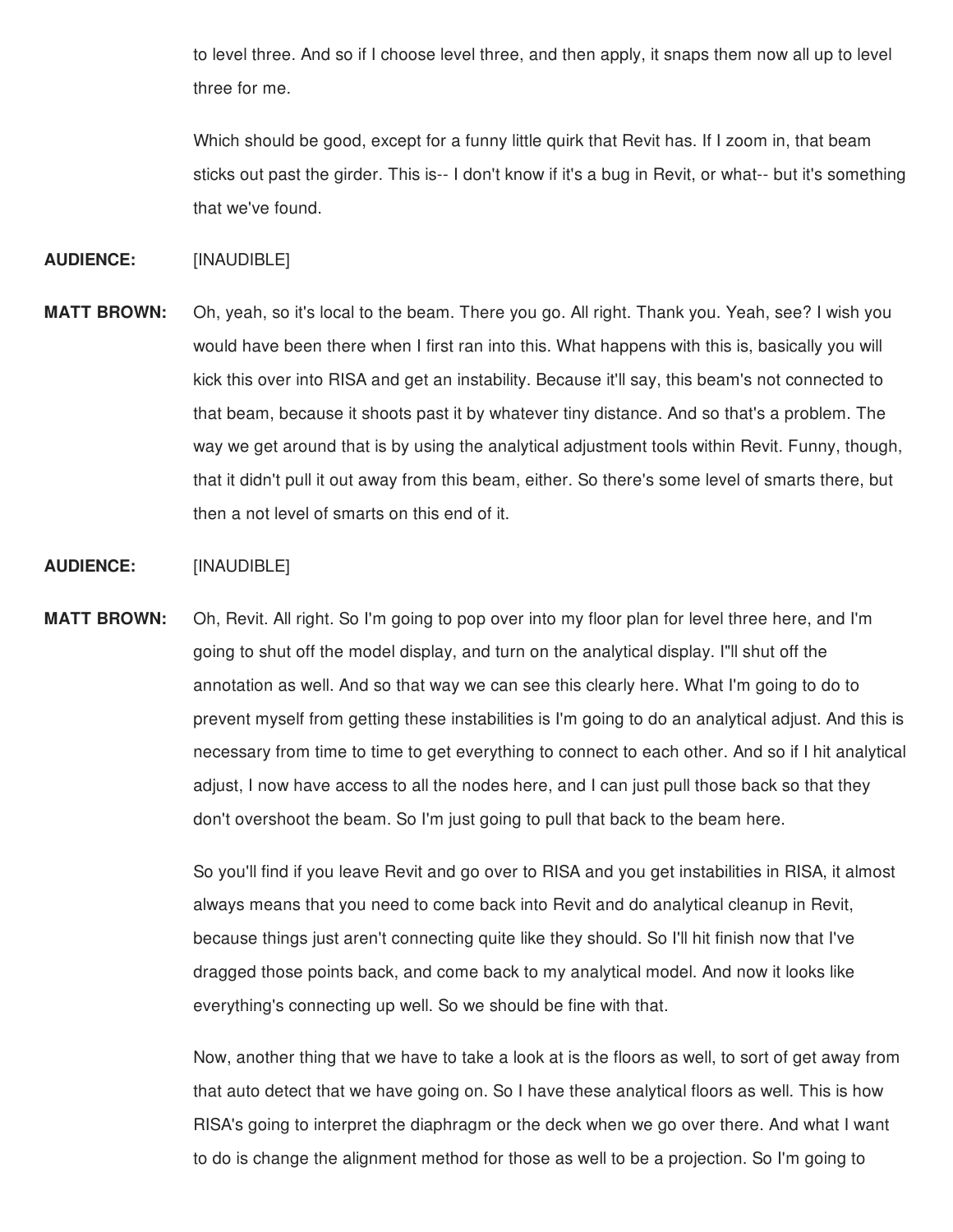to level three. And so if I choose level three, and then apply, it snaps them now all up to level three for me.

Which should be good, except for a funny little quirk that Revit has. If I zoom in, that beam sticks out past the girder. This is-- I don't know if it's a bug in Revit, or what-- but it's something that we've found.

**AUDIENCE:** [INAUDIBLE]

**MATT BROWN:** Oh, yeah, so it's local to the beam. There you go. All right. Thank you. Yeah, see? I wish you would have been there when I first ran into this. What happens with this is, basically you will kick this over into RISA and get an instability. Because it'll say, this beam's not connected to that beam, because it shoots past it by whatever tiny distance. And so that's a problem. The way we get around that is by using the analytical adjustment tools within Revit. Funny, though, that it didn't pull it out away from this beam, either. So there's some level of smarts there, but then a not level of smarts on this end of it.

**AUDIENCE:** [INAUDIBLE]

**MATT BROWN:** Oh, Revit. All right. So I'm going to pop over into my floor plan for level three here, and I'm going to shut off the model display, and turn on the analytical display. I"ll shut off the annotation as well. And so that way we can see this clearly here. What I'm going to do to prevent myself from getting these instabilities is I'm going to do an analytical adjust. And this is necessary from time to time to get everything to connect to each other. And so if I hit analytical adjust, I now have access to all the nodes here, and I can just pull those back so that they don't overshoot the beam. So I'm just going to pull that back to the beam here.

So you'll find if you leave Revit and go over to RISA and you get instabilities in RISA, it almost always means that you need to come back into Revit and do analytical cleanup in Revit, because things just aren't connecting quite like they should. So I'll hit finish now that I've dragged those points back, and come back to my analytical model. And now it looks like everything's connecting up well. So we should be fine with that.

Now, another thing that we have to take a look at is the floors as well, to sort of get away from that auto detect that we have going on. So I have these analytical floors as well. This is how RISA's going to interpret the diaphragm or the deck when we go over there. And what I want to do is change the alignment method for those as well to be a projection. So I'm going to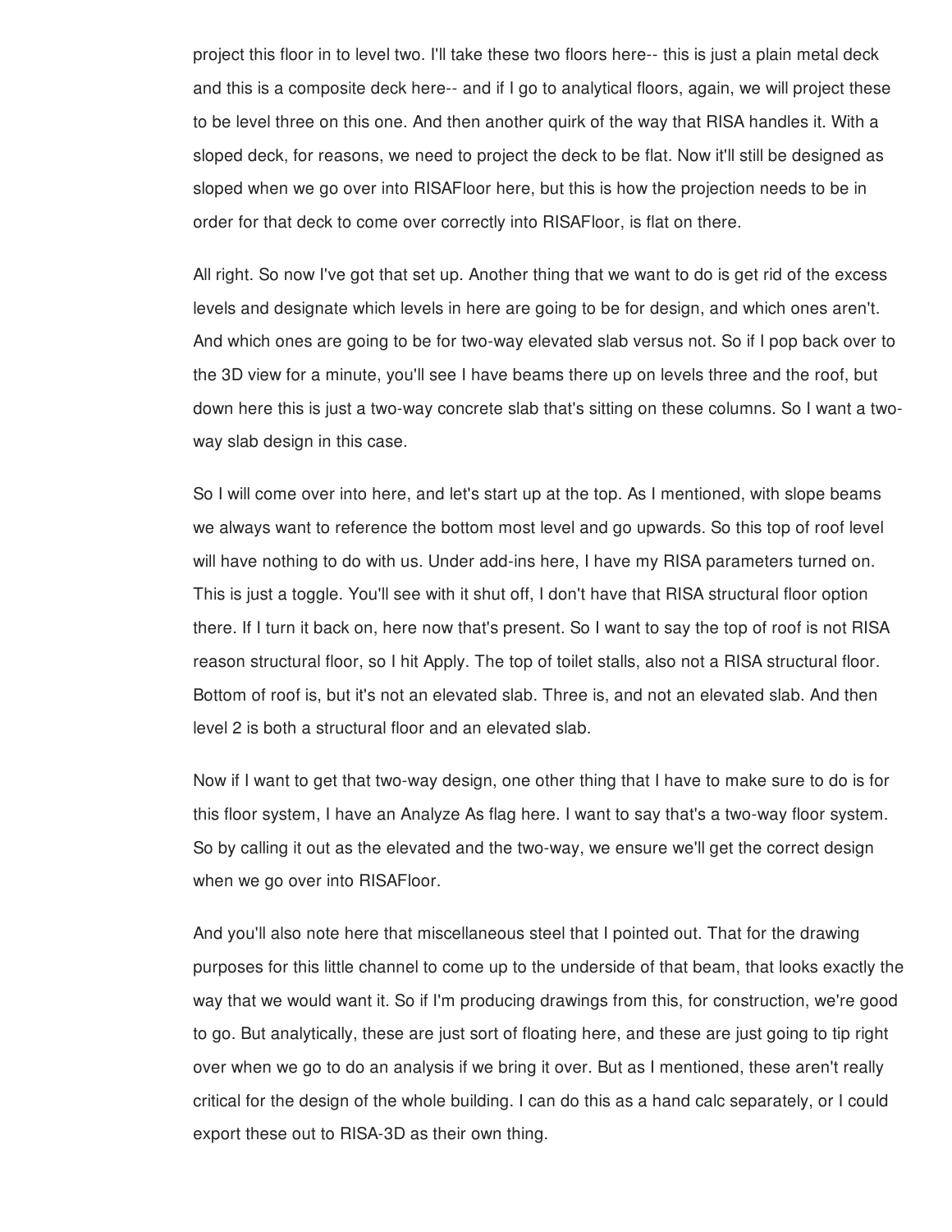project this floor in to level two. I'll take these two floors here-- this is just a plain metal deck and this is a composite deck here-- and if I go to analytical floors, again, we will project these to be level three on this one. And then another quirk of the way that RISA handles it. With a sloped deck, for reasons, we need to project the deck to be flat. Now it'll still be designed as sloped when we go over into RISAFloor here, but this is how the projection needs to be in order for that deck to come over correctly into RISAFloor, is flat on there.

All right. So now I've got that set up. Another thing that we want to do is get rid of the excess levels and designate which levels in here are going to be for design, and which ones aren't. And which ones are going to be for two-way elevated slab versus not. So if I pop back over to the 3D view for a minute, you'll see I have beams there up on levels three and the roof, but down here this is just a two-way concrete slab that's sitting on these columns. So I want a two-way slab design in this case.

So I will come over into here, and let's start up at the top. As I mentioned, with slope beams we always want to reference the bottom most level and go upwards. So this top of roof level will have nothing to do with us. Under add-ins here, I have my RISA parameters turned on. This is just a toggle. You'll see with it shut off, I don't have that RISA structural floor option there. If I turn it back on, here now that's present. So I want to say the top of roof is not RISA reason structural floor, so I hit Apply. The top of toilet stalls, also not a RISA structural floor. Bottom of roof is, but it's not an elevated slab. Three is, and not an elevated slab. And then level 2 is both a structural floor and an elevated slab.

Now if I want to get that two-way design, one other thing that I have to make sure to do is for this floor system, I have an Analyze As flag here. I want to say that's a two-way floor system. So by calling it out as the elevated and the two-way, we ensure we'll get the correct design when we go over into RISAFloor.

And you'll also note here that miscellaneous steel that I pointed out. That for the drawing purposes for this little channel to come up to the underside of that beam, that looks exactly the way that we would want it. So if I'm producing drawings from this, for construction, we're good to go. But analytically, these are just sort of floating here, and these are just going to tip right over when we go to do an analysis if we bring it over. But as I mentioned, these aren't really critical for the design of the whole building. I can do this as a hand calc separately, or I could export these out to RISA-3D as their own thing.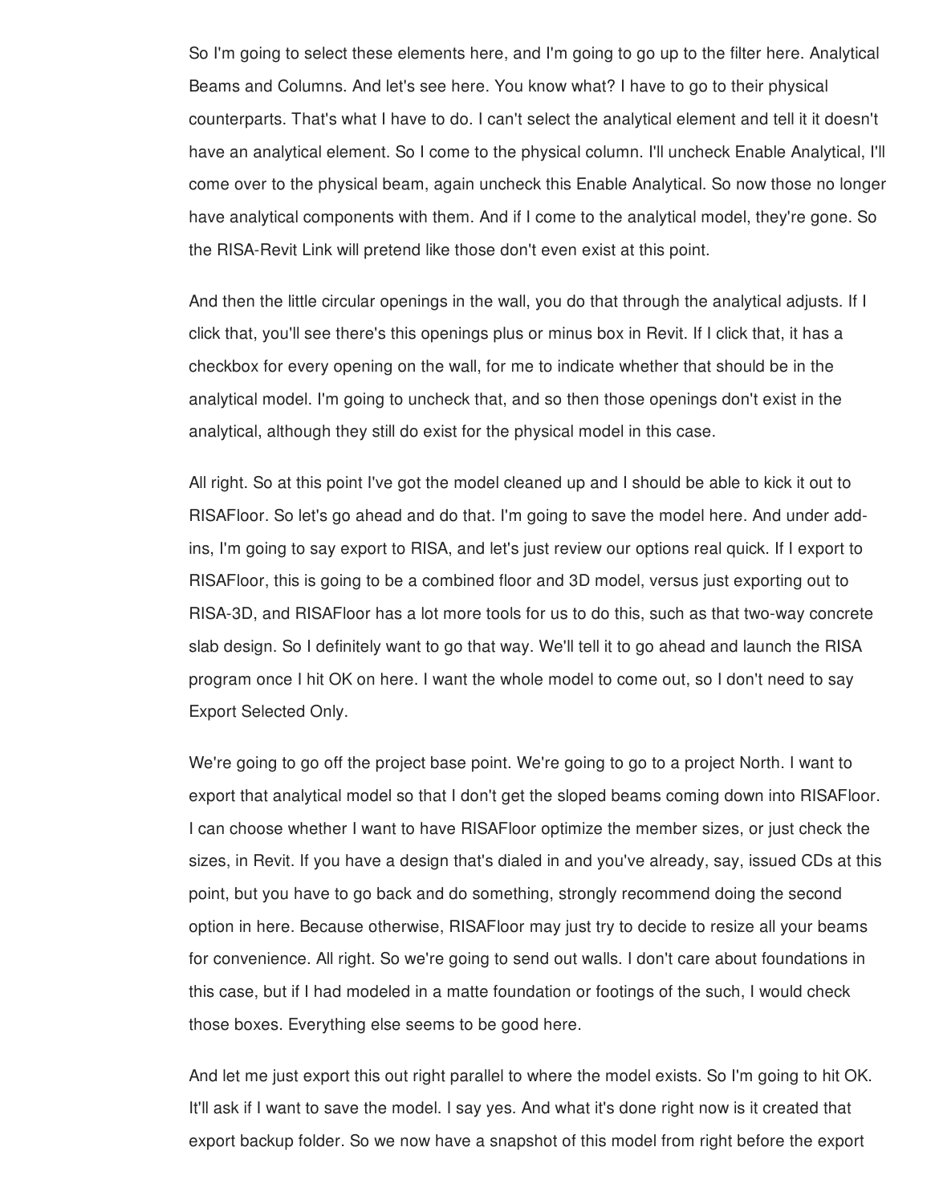So I'm going to select these elements here, and I'm going to go up to the filter here. Analytical Beams and Columns. And let's see here. You know what? I have to go to their physical counterparts. That's what I have to do. I can't select the analytical element and tell it it doesn't have an analytical element. So I come to the physical column. I'll uncheck Enable Analytical, I'll come over to the physical beam, again uncheck this Enable Analytical. So now those no longer have analytical components with them. And if I come to the analytical model, they're gone. So the RISA-Revit Link will pretend like those don't even exist at this point.

And then the little circular openings in the wall, you do that through the analytical adjusts. If I click that, you'll see there's this openings plus or minus box in Revit. If I click that, it has a checkbox for every opening on the wall, for me to indicate whether that should be in the analytical model. I'm going to uncheck that, and so then those openings don't exist in the analytical, although they still do exist for the physical model in this case.

All right. So at this point I've got the model cleaned up and I should be able to kick it out to RISAFloor. So let's go ahead and do that. I'm going to save the model here. And under add-ins, I'm going to say export to RISA, and let's just review our options real quick. If I export to RISAFloor, this is going to be a combined floor and 3D model, versus just exporting out to RISA-3D, and RISAFloor has a lot more tools for us to do this, such as that two-way concrete slab design. So I definitely want to go that way. We'll tell it to go ahead and launch the RISA program once I hit OK on here. I want the whole model to come out, so I don't need to say Export Selected Only.

We're going to go off the project base point. We're going to go to a project North. I want to export that analytical model so that I don't get the sloped beams coming down into RISAFloor. I can choose whether I want to have RISAFloor optimize the member sizes, or just check the sizes, in Revit. If you have a design that's dialed in and you've already, say, issued CDs at this point, but you have to go back and do something, strongly recommend doing the second option in here. Because otherwise, RISAFloor may just try to decide to resize all your beams for convenience. All right. So we're going to send out walls. I don't care about foundations in this case, but if I had modeled in a matte foundation or footings of the such, I would check those boxes. Everything else seems to be good here.

And let me just export this out right parallel to where the model exists. So I'm going to hit OK. It'll ask if I want to save the model. I say yes. And what it's done right now is it created that export backup folder. So we now have a snapshot of this model from right before the export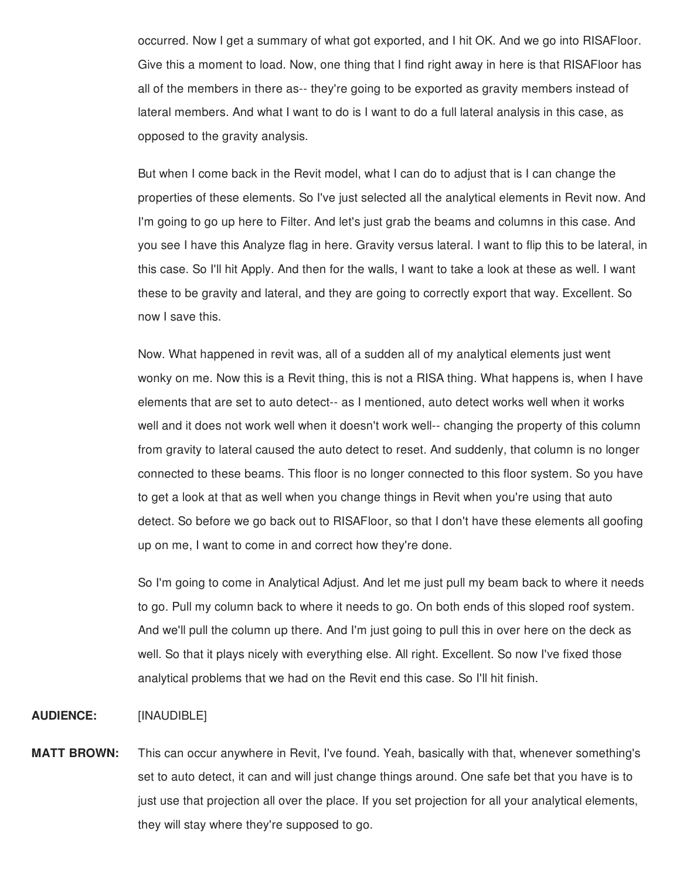occurred. Now I get a summary of what got exported, and I hit OK. And we go into RISAFloor. Give this a moment to load. Now, one thing that I find right away in here is that RISAFloor has all of the members in there as-- they're going to be exported as gravity members instead of lateral members. And what I want to do is I want to do a full lateral analysis in this case, as opposed to the gravity analysis.

But when I come back in the Revit model, what I can do to adjust that is I can change the properties of these elements. So I've just selected all the analytical elements in Revit now. And I'm going to go up here to Filter. And let's just grab the beams and columns in this case. And you see I have this Analyze flag in here. Gravity versus lateral. I want to flip this to be lateral, in this case. So I'll hit Apply. And then for the walls, I want to take a look at these as well. I want these to be gravity and lateral, and they are going to correctly export that way. Excellent. So now I save this.

Now. What happened in revit was, all of a sudden all of my analytical elements just went wonky on me. Now this is a Revit thing, this is not a RISA thing. What happens is, when I have elements that are set to auto detect-- as I mentioned, auto detect works well when it works well and it does not work well when it doesn't work well-- changing the property of this column from gravity to lateral caused the auto detect to reset. And suddenly, that column is no longer connected to these beams. This floor is no longer connected to this floor system. So you have to get a look at that as well when you change things in Revit when you're using that auto detect. So before we go back out to RISAFloor, so that I don't have these elements all goofing up on me, I want to come in and correct how they're done.

So I'm going to come in Analytical Adjust. And let me just pull my beam back to where it needs to go. Pull my column back to where it needs to go. On both ends of this sloped roof system. And we'll pull the column up there. And I'm just going to pull this in over here on the deck as well. So that it plays nicely with everything else. All right. Excellent. So now I've fixed those analytical problems that we had on the Revit end this case. So I'll hit finish.

**AUDIENCE:** [INAUDIBLE]

**MATT BROWN:** This can occur anywhere in Revit, I've found. Yeah, basically with that, whenever something's set to auto detect, it can and will just change things around. One safe bet that you have is to just use that projection all over the place. If you set projection for all your analytical elements, they will stay where they're supposed to go.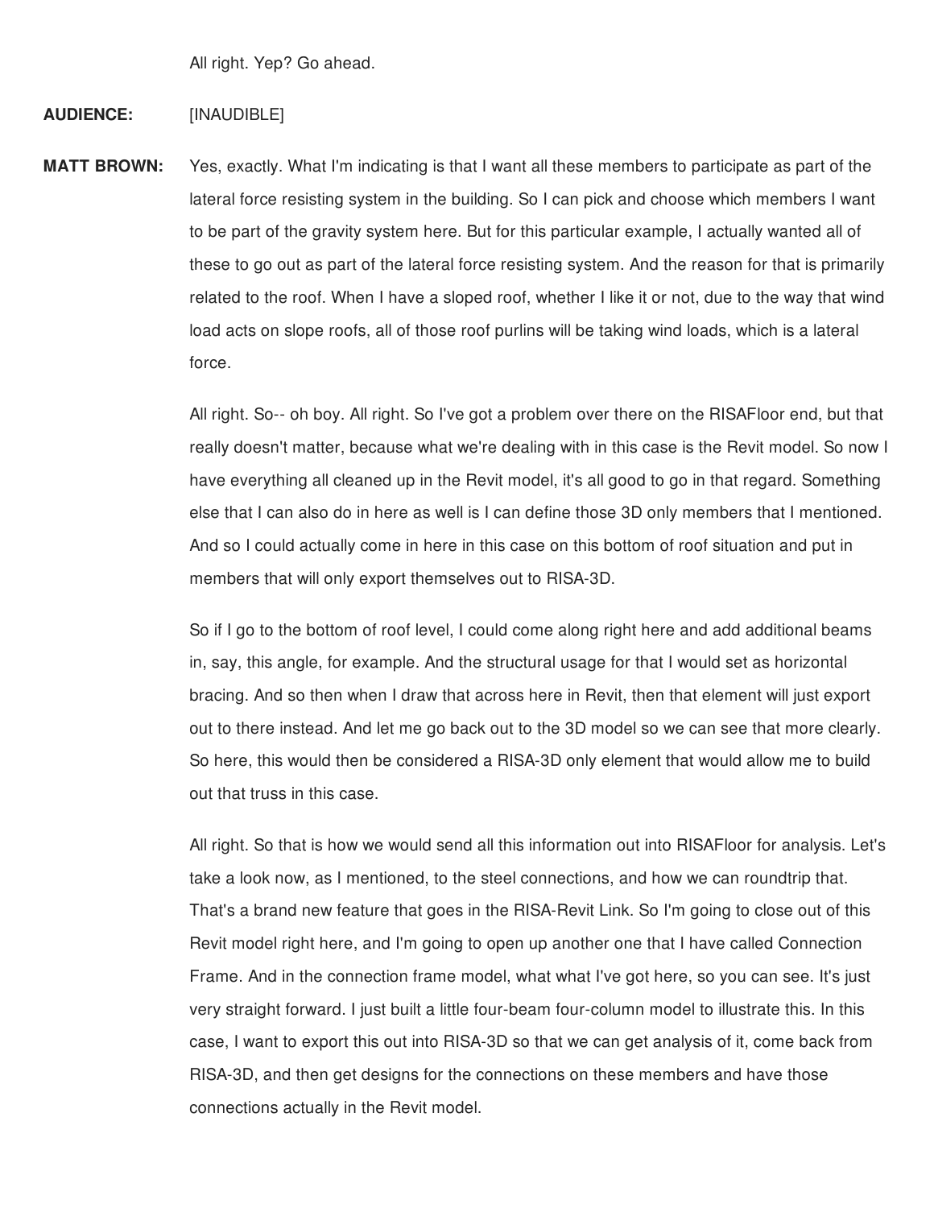All right. Yep? Go ahead.

**AUDIENCE:** [INAUDIBLE]

**MATT BROWN:** Yes, exactly. What I'm indicating is that I want all these members to participate as part of the lateral force resisting system in the building. So I can pick and choose which members I want to be part of the gravity system here. But for this particular example, I actually wanted all of these to go out as part of the lateral force resisting system. And the reason for that is primarily related to the roof. When I have a sloped roof, whether I like it or not, due to the way that wind load acts on slope roofs, all of those roof purlins will be taking wind loads, which is a lateral force.

All right. So-- oh boy. All right. So I've got a problem over there on the RISAFloor end, but that really doesn't matter, because what we're dealing with in this case is the Revit model. So now I have everything all cleaned up in the Revit model, it's all good to go in that regard. Something else that I can also do in here as well is I can define those 3D only members that I mentioned. And so I could actually come in here in this case on this bottom of roof situation and put in members that will only export themselves out to RISA-3D.

So if I go to the bottom of roof level, I could come along right here and add additional beams in, say, this angle, for example. And the structural usage for that I would set as horizontal bracing. And so then when I draw that across here in Revit, then that element will just export out to there instead. And let me go back out to the 3D model so we can see that more clearly. So here, this would then be considered a RISA-3D only element that would allow me to build out that truss in this case.

All right. So that is how we would send all this information out into RISAFloor for analysis. Let's take a look now, as I mentioned, to the steel connections, and how we can roundtrip that. That's a brand new feature that goes in the RISA-Revit Link. So I'm going to close out of this Revit model right here, and I'm going to open up another one that I have called Connection Frame. And in the connection frame model, what what I've got here, so you can see. It's just very straight forward. I just built a little four-beam four-column model to illustrate this. In this case, I want to export this out into RISA-3D so that we can get analysis of it, come back from RISA-3D, and then get designs for the connections on these members and have those connections actually in the Revit model.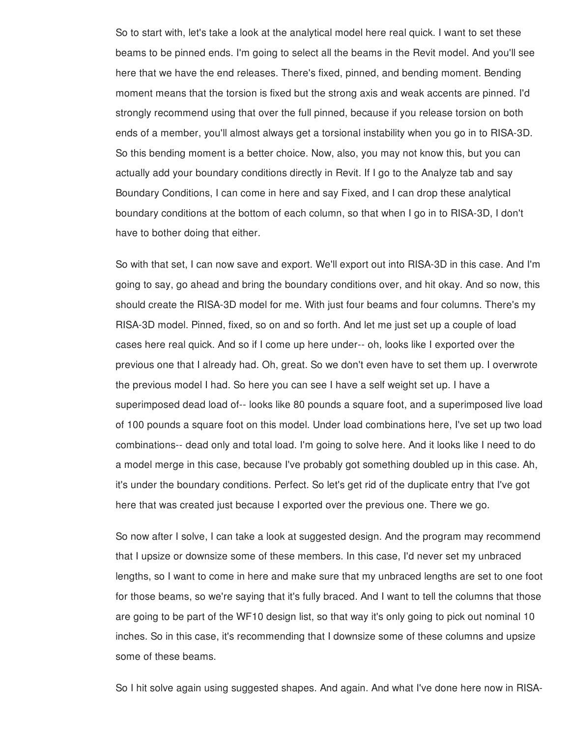So to start with, let's take a look at the analytical model here real quick. I want to set these beams to be pinned ends. I'm going to select all the beams in the Revit model. And you'll see here that we have the end releases. There's fixed, pinned, and bending moment. Bending moment means that the torsion is fixed but the strong axis and weak accents are pinned. I'd strongly recommend using that over the full pinned, because if you release torsion on both ends of a member, you'll almost always get a torsional instability when you go in to RISA-3D. So this bending moment is a better choice. Now, also, you may not know this, but you can actually add your boundary conditions directly in Revit. If I go to the Analyze tab and say Boundary Conditions, I can come in here and say Fixed, and I can drop these analytical boundary conditions at the bottom of each column, so that when I go in to RISA-3D, I don't have to bother doing that either.

So with that set, I can now save and export. We'll export out into RISA-3D in this case. And I'm going to say, go ahead and bring the boundary conditions over, and hit okay. And so now, this should create the RISA-3D model for me. With just four beams and four columns. There's my RISA-3D model. Pinned, fixed, so on and so forth. And let me just set up a couple of load cases here real quick. And so if I come up here under-- oh, looks like I exported over the previous one that I already had. Oh, great. So we don't even have to set them up. I overwrote the previous model I had. So here you can see I have a self weight set up. I have a superimposed dead load of-- looks like 80 pounds a square foot, and a superimposed live load of 100 pounds a square foot on this model. Under load combinations here, I've set up two load combinations-- dead only and total load. I'm going to solve here. And it looks like I need to do a model merge in this case, because I've probably got something doubled up in this case. Ah, it's under the boundary conditions. Perfect. So let's get rid of the duplicate entry that I've got here that was created just because I exported over the previous one. There we go.

So now after I solve, I can take a look at suggested design. And the program may recommend that I upsize or downsize some of these members. In this case, I'd never set my unbraced lengths, so I want to come in here and make sure that my unbraced lengths are set to one foot for those beams, so we're saying that it's fully braced. And I want to tell the columns that those are going to be part of the WF10 design list, so that way it's only going to pick out nominal 10 inches. So in this case, it's recommending that I downsize some of these columns and upsize some of these beams.

So I hit solve again using suggested shapes. And again. And what I've done here now in RISA-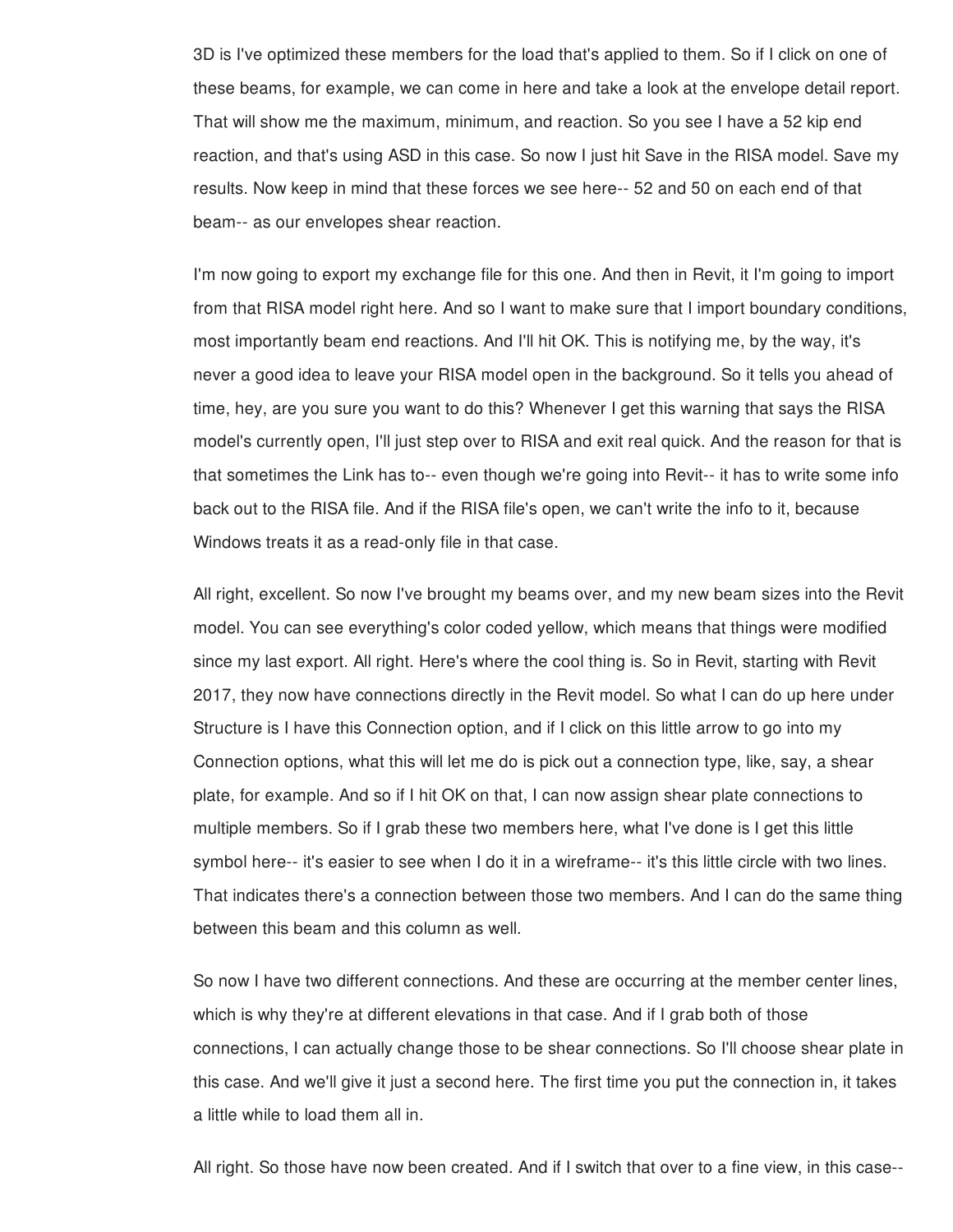3D is I've optimized these members for the load that's applied to them. So if I click on one of these beams, for example, we can come in here and take a look at the envelope detail report. That will show me the maximum, minimum, and reaction. So you see I have a 52 kip end reaction, and that's using ASD in this case. So now I just hit Save in the RISA model. Save my results. Now keep in mind that these forces we see here-- 52 and 50 on each end of that beam-- as our envelopes shear reaction.

I'm now going to export my exchange file for this one. And then in Revit, it I'm going to import from that RISA model right here. And so I want to make sure that I import boundary conditions, most importantly beam end reactions. And I'll hit OK. This is notifying me, by the way, it's never a good idea to leave your RISA model open in the background. So it tells you ahead of time, hey, are you sure you want to do this? Whenever I get this warning that says the RISA model's currently open, I'll just step over to RISA and exit real quick. And the reason for that is that sometimes the Link has to-- even though we're going into Revit-- it has to write some info back out to the RISA file. And if the RISA file's open, we can't write the info to it, because Windows treats it as a read-only file in that case.

All right, excellent. So now I've brought my beams over, and my new beam sizes into the Revit model. You can see everything's color coded yellow, which means that things were modified since my last export. All right. Here's where the cool thing is. So in Revit, starting with Revit 2017, they now have connections directly in the Revit model. So what I can do up here under Structure is I have this Connection option, and if I click on this little arrow to go into my Connection options, what this will let me do is pick out a connection type, like, say, a shear plate, for example. And so if I hit OK on that, I can now assign shear plate connections to multiple members. So if I grab these two members here, what I've done is I get this little symbol here-- it's easier to see when I do it in a wireframe-- it's this little circle with two lines. That indicates there's a connection between those two members. And I can do the same thing between this beam and this column as well.

So now I have two different connections. And these are occurring at the member center lines, which is why they're at different elevations in that case. And if I grab both of those connections, I can actually change those to be shear connections. So I'll choose shear plate in this case. And we'll give it just a second here. The first time you put the connection in, it takes a little while to load them all in.

All right. So those have now been created. And if I switch that over to a fine view, in this case--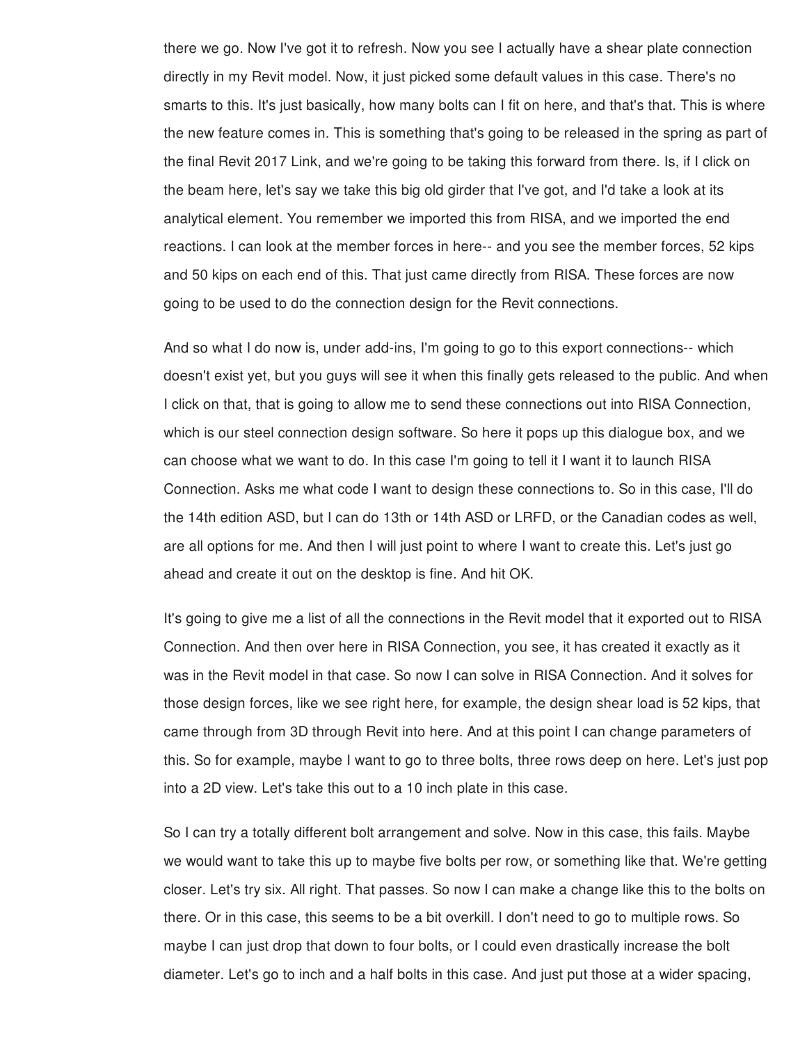there we go. Now I've got it to refresh. Now you see I actually have a shear plate connection directly in my Revit model. Now, it just picked some default values in this case. There's no smarts to this. It's just basically, how many bolts can I fit on here, and that's that. This is where the new feature comes in. This is something that's going to be released in the spring as part of the final Revit 2017 Link, and we're going to be taking this forward from there. Is, if I click on the beam here, let's say we take this big old girder that I've got, and I'd take a look at its analytical element. You remember we imported this from RISA, and we imported the end reactions. I can look at the member forces in here-- and you see the member forces, 52 kips and 50 kips on each end of this. That just came directly from RISA. These forces are now going to be used to do the connection design for the Revit connections.

And so what I do now is, under add-ins, I'm going to go to this export connections-- which doesn't exist yet, but you guys will see it when this finally gets released to the public. And when I click on that, that is going to allow me to send these connections out into RISA Connection, which is our steel connection design software. So here it pops up this dialogue box, and we can choose what we want to do. In this case I'm going to tell it I want it to launch RISA Connection. Asks me what code I want to design these connections to. So in this case, I'll do the 14th edition ASD, but I can do 13th or 14th ASD or LRFD, or the Canadian codes as well, are all options for me. And then I will just point to where I want to create this. Let's just go ahead and create it out on the desktop is fine. And hit OK.

It's going to give me a list of all the connections in the Revit model that it exported out to RISA Connection. And then over here in RISA Connection, you see, it has created it exactly as it was in the Revit model in that case. So now I can solve in RISA Connection. And it solves for those design forces, like we see right here, for example, the design shear load is 52 kips, that came through from 3D through Revit into here. And at this point I can change parameters of this. So for example, maybe I want to go to three bolts, three rows deep on here. Let's just pop into a 2D view. Let's take this out to a 10 inch plate in this case.

So I can try a totally different bolt arrangement and solve. Now in this case, this fails. Maybe we would want to take this up to maybe five bolts per row, or something like that. We're getting closer. Let's try six. All right. That passes. So now I can make a change like this to the bolts on there. Or in this case, this seems to be a bit overkill. I don't need to go to multiple rows. So maybe I can just drop that down to four bolts, or I could even drastically increase the bolt diameter. Let's go to inch and a half bolts in this case. And just put those at a wider spacing,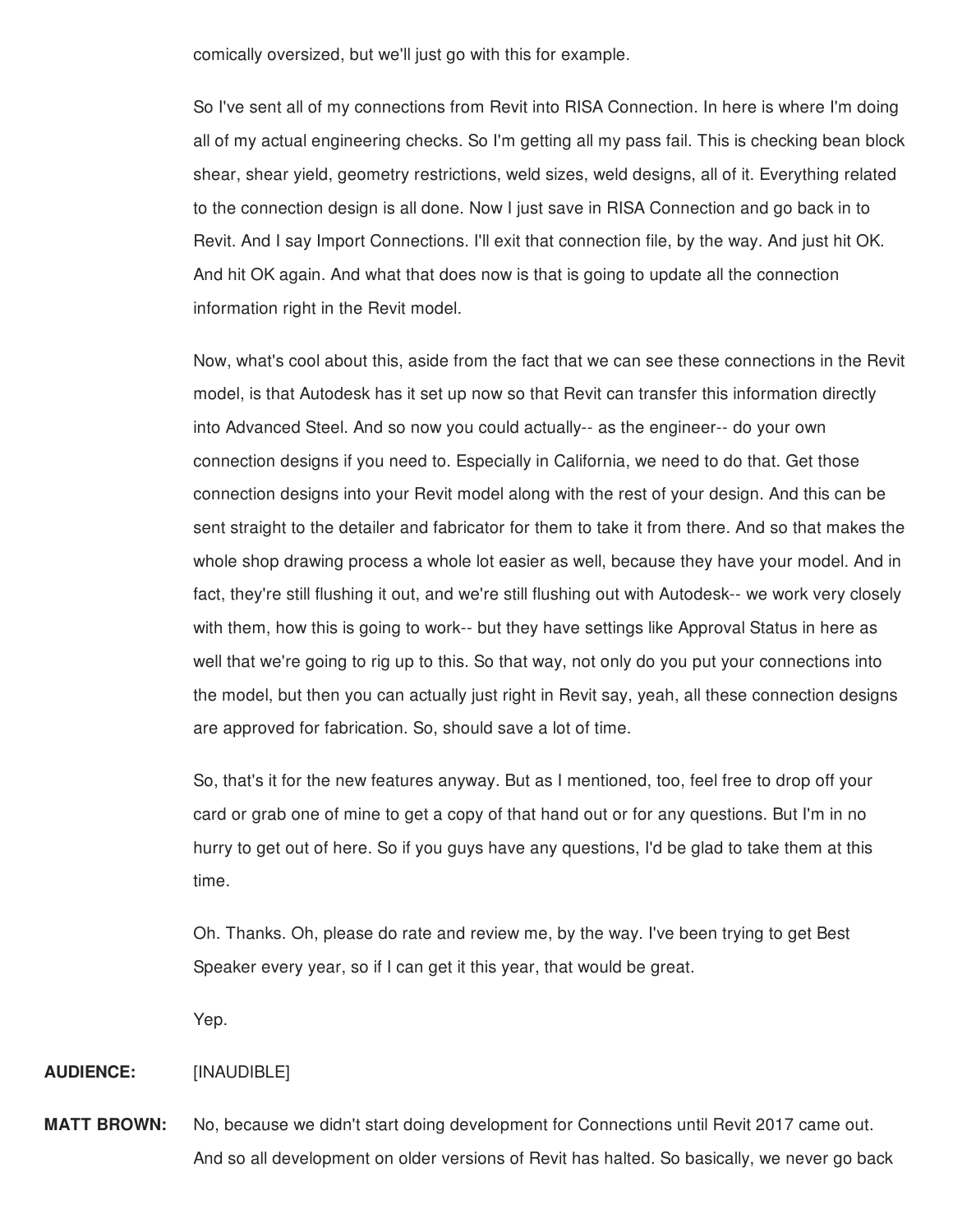comically oversized, but we'll just go with this for example.

So I've sent all of my connections from Revit into RISA Connection. In here is where I'm doing all of my actual engineering checks. So I'm getting all my pass fail. This is checking bean block shear, shear yield, geometry restrictions, weld sizes, weld designs, all of it. Everything related to the connection design is all done. Now I just save in RISA Connection and go back in to Revit. And I say Import Connections. I'll exit that connection file, by the way. And just hit OK. And hit OK again. And what that does now is that is going to update all the connection information right in the Revit model.

Now, what's cool about this, aside from the fact that we can see these connections in the Revit model, is that Autodesk has it set up now so that Revit can transfer this information directly into Advanced Steel. And so now you could actually-- as the engineer-- do your own connection designs if you need to. Especially in California, we need to do that. Get those connection designs into your Revit model along with the rest of your design. And this can be sent straight to the detailer and fabricator for them to take it from there. And so that makes the whole shop drawing process a whole lot easier as well, because they have your model. And in fact, they're still flushing it out, and we're still flushing out with Autodesk-- we work very closely with them, how this is going to work-- but they have settings like Approval Status in here as well that we're going to rig up to this. So that way, not only do you put your connections into the model, but then you can actually just right in Revit say, yeah, all these connection designs are approved for fabrication. So, should save a lot of time.

So, that's it for the new features anyway. But as I mentioned, too, feel free to drop off your card or grab one of mine to get a copy of that hand out or for any questions. But I'm in no hurry to get out of here. So if you guys have any questions, I'd be glad to take them at this time.

Oh. Thanks. Oh, please do rate and review me, by the way. I've been trying to get Best Speaker every year, so if I can get it this year, that would be great.

Yep.

**AUDIENCE:** [INAUDIBLE]

**MATT BROWN:** No, because we didn't start doing development for Connections until Revit 2017 came out. And so all development on older versions of Revit has halted. So basically, we never go back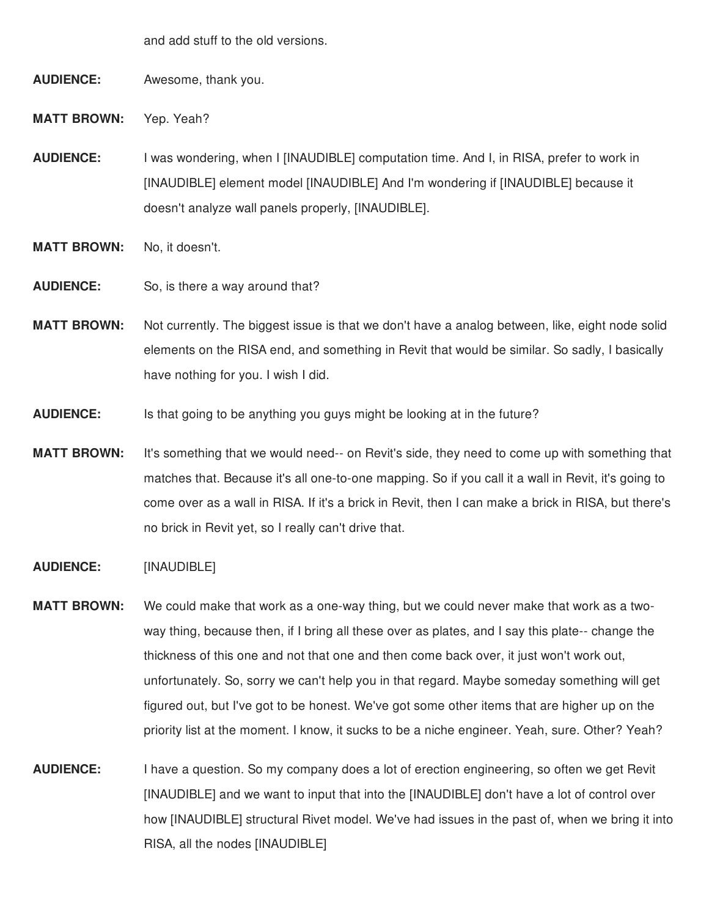and add stuff to the old versions.

**AUDIENCE:** Awesome, thank you.

**MATT BROWN:** Yep. Yeah?

**AUDIENCE:** I was wondering, when I [INAUDIBLE] computation time. And I, in RISA, prefer to work in [INAUDIBLE] element model [INAUDIBLE] And I'm wondering if [INAUDIBLE] because it doesn't analyze wall panels properly, [INAUDIBLE].

**MATT BROWN:** No, it doesn't.

**AUDIENCE:** So, is there a way around that?

**MATT BROWN:** Not currently. The biggest issue is that we don't have a analog between, like, eight node solid elements on the RISA end, and something in Revit that would be similar. So sadly, I basically have nothing for you. I wish I did.

**AUDIENCE:** Is that going to be anything you guys might be looking at in the future?

**MATT BROWN:** It's something that we would need-- on Revit's side, they need to come up with something that matches that. Because it's all one-to-one mapping. So if you call it a wall in Revit, it's going to come over as a wall in RISA. If it's a brick in Revit, then I can make a brick in RISA, but there's no brick in Revit yet, so I really can't drive that.

**AUDIENCE:** [INAUDIBLE]

**MATT BROWN:** We could make that work as a one-way thing, but we could never make that work as a two-way thing, because then, if I bring all these over as plates, and I say this plate-- change the thickness of this one and not that one and then come back over, it just won't work out, unfortunately. So, sorry we can't help you in that regard. Maybe someday something will get figured out, but I've got to be honest. We've got some other items that are higher up on the priority list at the moment. I know, it sucks to be a niche engineer. Yeah, sure. Other? Yeah?

**AUDIENCE:** I have a question. So my company does a lot of erection engineering, so often we get Revit [INAUDIBLE] and we want to input that into the [INAUDIBLE] don't have a lot of control over how [INAUDIBLE] structural Rivet model. We've had issues in the past of, when we bring it into RISA, all the nodes [INAUDIBLE]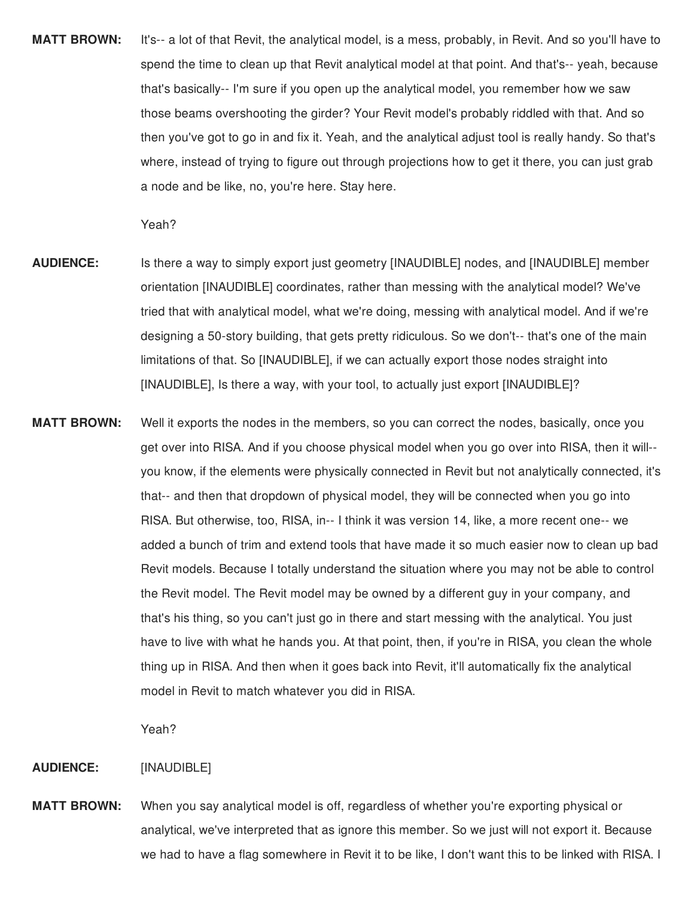**MATT BROWN:** It's-- a lot of that Revit, the analytical model, is a mess, probably, in Revit. And so you'll have to spend the time to clean up that Revit analytical model at that point. And that's-- yeah, because that's basically-- I'm sure if you open up the analytical model, you remember how we saw those beams overshooting the girder? Your Revit model's probably riddled with that. And so then you've got to go in and fix it. Yeah, and the analytical adjust tool is really handy. So that's where, instead of trying to figure out through projections how to get it there, you can just grab a node and be like, no, you're here. Stay here.

Yeah?

**AUDIENCE:** Is there a way to simply export just geometry [INAUDIBLE] nodes, and [INAUDIBLE] member orientation [INAUDIBLE] coordinates, rather than messing with the analytical model? We've tried that with analytical model, what we're doing, messing with analytical model. And if we're designing a 50-story building, that gets pretty ridiculous. So we don't-- that's one of the main limitations of that. So [INAUDIBLE], if we can actually export those nodes straight into [INAUDIBLE], Is there a way, with your tool, to actually just export [INAUDIBLE]?

**MATT BROWN:** Well it exports the nodes in the members, so you can correct the nodes, basically, once you get over into RISA. And if you choose physical model when you go over into RISA, then it will-- you know, if the elements were physically connected in Revit but not analytically connected, it's that-- and then that dropdown of physical model, they will be connected when you go into RISA. But otherwise, too, RISA, in-- I think it was version 14, like, a more recent one-- we added a bunch of trim and extend tools that have made it so much easier now to clean up bad Revit models. Because I totally understand the situation where you may not be able to control the Revit model. The Revit model may be owned by a different guy in your company, and that's his thing, so you can't just go in there and start messing with the analytical. You just have to live with what he hands you. At that point, then, if you're in RISA, you clean the whole thing up in RISA. And then when it goes back into Revit, it'll automatically fix the analytical model in Revit to match whatever you did in RISA.

Yeah?

**AUDIENCE:** [INAUDIBLE]

**MATT BROWN:** When you say analytical model is off, regardless of whether you're exporting physical or analytical, we've interpreted that as ignore this member. So we just will not export it. Because we had to have a flag somewhere in Revit it to be like, I don't want this to be linked with RISA. I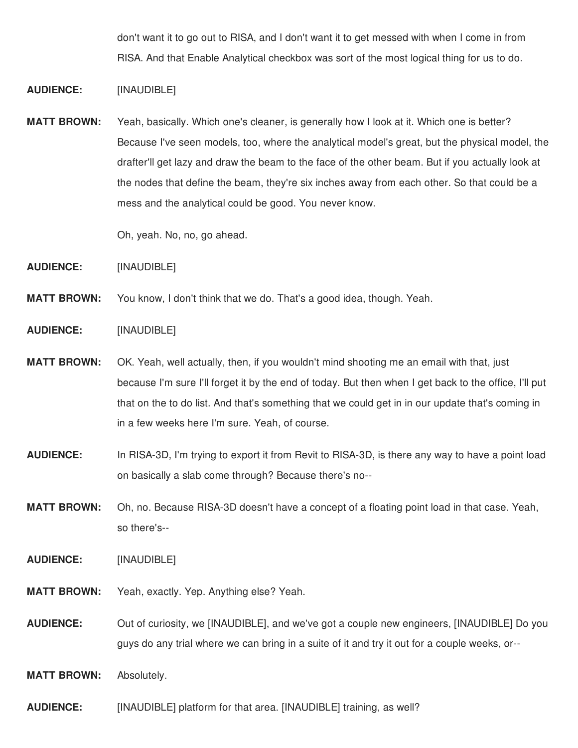don't want it to go out to RISA, and I don't want it to get messed with when I come in from RISA. And that Enable Analytical checkbox was sort of the most logical thing for us to do.

**AUDIENCE:** [INAUDIBLE]

**MATT BROWN:** Yeah, basically. Which one's cleaner, is generally how I look at it. Which one is better? Because I've seen models, too, where the analytical model's great, but the physical model, the drafter'll get lazy and draw the beam to the face of the other beam. But if you actually look at the nodes that define the beam, they're six inches away from each other. So that could be a mess and the analytical could be good. You never know.

Oh, yeah. No, no, go ahead.

**AUDIENCE:** [INAUDIBLE]

**MATT BROWN:** You know, I don't think that we do. That's a good idea, though. Yeah.

**AUDIENCE:** [INAUDIBLE]

**MATT BROWN:** OK. Yeah, well actually, then, if you wouldn't mind shooting me an email with that, just because I'm sure I'll forget it by the end of today. But then when I get back to the office, I'll put that on the to do list. And that's something that we could get in in our update that's coming in in a few weeks here I'm sure. Yeah, of course.

**AUDIENCE:** In RISA-3D, I'm trying to export it from Revit to RISA-3D, is there any way to have a point load on basically a slab come through? Because there's no--

**MATT BROWN:** Oh, no. Because RISA-3D doesn't have a concept of a floating point load in that case. Yeah, so there's--

**AUDIENCE:** [INAUDIBLE]

**MATT BROWN:** Yeah, exactly. Yep. Anything else? Yeah.

**AUDIENCE:** Out of curiosity, we [INAUDIBLE], and we've got a couple new engineers, [INAUDIBLE] Do you guys do any trial where we can bring in a suite of it and try it out for a couple weeks, or--

**MATT BROWN:** Absolutely.

**AUDIENCE:** [INAUDIBLE] platform for that area. [INAUDIBLE] training, as well?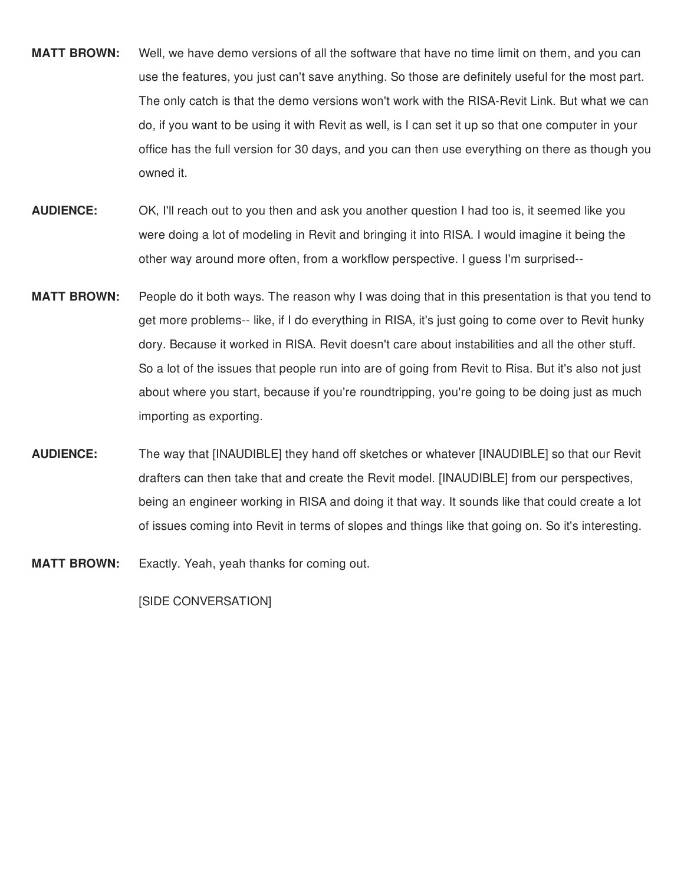**MATT BROWN:** Well, we have demo versions of all the software that have no time limit on them, and you can use the features, you just can't save anything. So those are definitely useful for the most part. The only catch is that the demo versions won't work with the RISA-Revit Link. But what we can do, if you want to be using it with Revit as well, is I can set it up so that one computer in your office has the full version for 30 days, and you can then use everything on there as though you owned it.

**AUDIENCE:** OK, I'll reach out to you then and ask you another question I had too is, it seemed like you were doing a lot of modeling in Revit and bringing it into RISA. I would imagine it being the other way around more often, from a workflow perspective. I guess I'm surprised--

**MATT BROWN:** People do it both ways. The reason why I was doing that in this presentation is that you tend to get more problems-- like, if I do everything in RISA, it's just going to come over to Revit hunky dory. Because it worked in RISA. Revit doesn't care about instabilities and all the other stuff. So a lot of the issues that people run into are of going from Revit to Risa. But it's also not just about where you start, because if you're roundtripping, you're going to be doing just as much importing as exporting.

**AUDIENCE:** The way that [INAUDIBLE] they hand off sketches or whatever [INAUDIBLE] so that our Revit drafters can then take that and create the Revit model. [INAUDIBLE] from our perspectives, being an engineer working in RISA and doing it that way. It sounds like that could create a lot of issues coming into Revit in terms of slopes and things like that going on. So it's interesting.

**MATT BROWN:** Exactly. Yeah, yeah thanks for coming out.

[SIDE CONVERSATION]